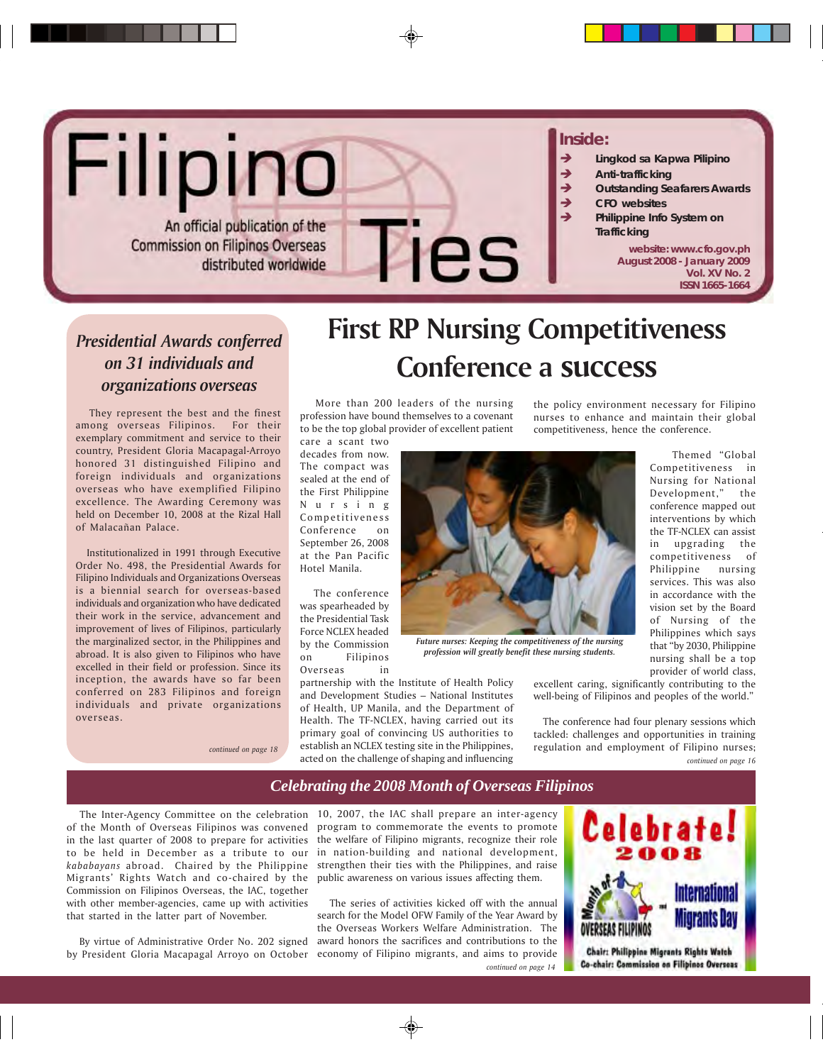# Filipino Ties

An official publication of the Commission on Filipinos Overseas distributed worldwide

**Inside:**

- Lingkod sa Kapwa Pilipino
- Anti-trafficking
- Outstanding Seafarers Awards
- CFO websites
- Philippine Info System on Trafficking

**website: www.cfo.gov.ph**
**August 2008 - January 2009**
**Vol. XV No. 2**
**ISSN 1665-1664**

## First RP Nursing Competitiveness Conference a success

More than 200 leaders of the nursing profession have bound themselves to a covenant to be the top global provider of excellent patient care a scant two decades from now. The compact was sealed at the end of the First Philippine Nursing Competitiveness Conference on September 26, 2008 at the Pan Pacific Hotel Manila.

The conference was spearheaded by the Presidential Task Force NCLEX headed by the Commission on Filipinos Overseas in partnership with the Institute of Health Policy and Development Studies – National Institutes of Health, UP Manila, and the Department of Health. The TF-NCLEX, having carried out its primary goal of convincing US authorities to establish an NCLEX testing site in the Philippines, acted on the challenge of shaping and influencing the policy environment necessary for Filipino nurses to enhance and maintain their global competitiveness, hence the conference.

*Future nurses: Keeping the competitiveness of the nursing profession will greatly benefit these nursing students.*

Themed "Global Competitiveness in Nursing for National Development," the conference mapped out interventions by which the TF-NCLEX can assist in upgrading the competitiveness of Philippine nursing services. This was also in accordance with the vision set by the Board of Nursing of the Philippines which says that "by 2030, Philippine nursing shall be a top provider of world class, excellent caring, significantly contributing to the well-being of Filipinos and peoples of the world."

The conference had four plenary sessions which tackled: challenges and opportunities in training regulation and employment of Filipino nurses;

*continued on page 16*

## *Presidential Awards conferred on 31 individuals and organizations overseas*

They represent the best and the finest among overseas Filipinos. For their exemplary commitment and service to their country, President Gloria Macapagal-Arroyo honored 31 distinguished Filipino and foreign individuals and organizations overseas who have exemplified Filipino excellence. The Awarding Ceremony was held on December 10, 2008 at the Rizal Hall of Malacañan Palace.

Institutionalized in 1991 through Executive Order No. 498, the Presidential Awards for Filipino Individuals and Organizations Overseas is a biennial search for overseas-based individuals and organization who have dedicated their work in the service, advancement and improvement of lives of Filipinos, particularly the marginalized sector, in the Philippines and abroad. It is also given to Filipinos who have excelled in their field or profession. Since its inception, the awards have so far been conferred on 283 Filipinos and foreign individuals and private organizations overseas.

*continued on page 18*

## *Celebrating the 2008 Month of Overseas Filipinos*

The Inter-Agency Committee on the celebration of the Month of Overseas Filipinos was convened in the last quarter of 2008 to prepare for activities to be held in December as a tribute to our *kababayans* abroad. Chaired by the Philippine Migrants' Rights Watch and co-chaired by the Commission on Filipinos Overseas, the IAC, together with other member-agencies, came up with activities that started in the latter part of November.

By virtue of Administrative Order No. 202 signed by President Gloria Macapagal Arroyo on October 10, 2007, the IAC shall prepare an inter-agency program to commemorate the events to promote the welfare of Filipino migrants, recognize their role in nation-building and national development, strengthen their ties with the Philippines, and raise public awareness on various issues affecting them.

The series of activities kicked off with the annual search for the Model OFW Family of the Year Award by the Overseas Workers Welfare Administration. The award honors the sacrifices and contributions to the economy of Filipino migrants, and aims to provide

*continued on page 14*

Celebrate! 2008
Month of Overseas Filipinos and International Migrants Day
Chair: Philippine Migrants Rights Watch
Co-chair: Commission on Filipinos Overseas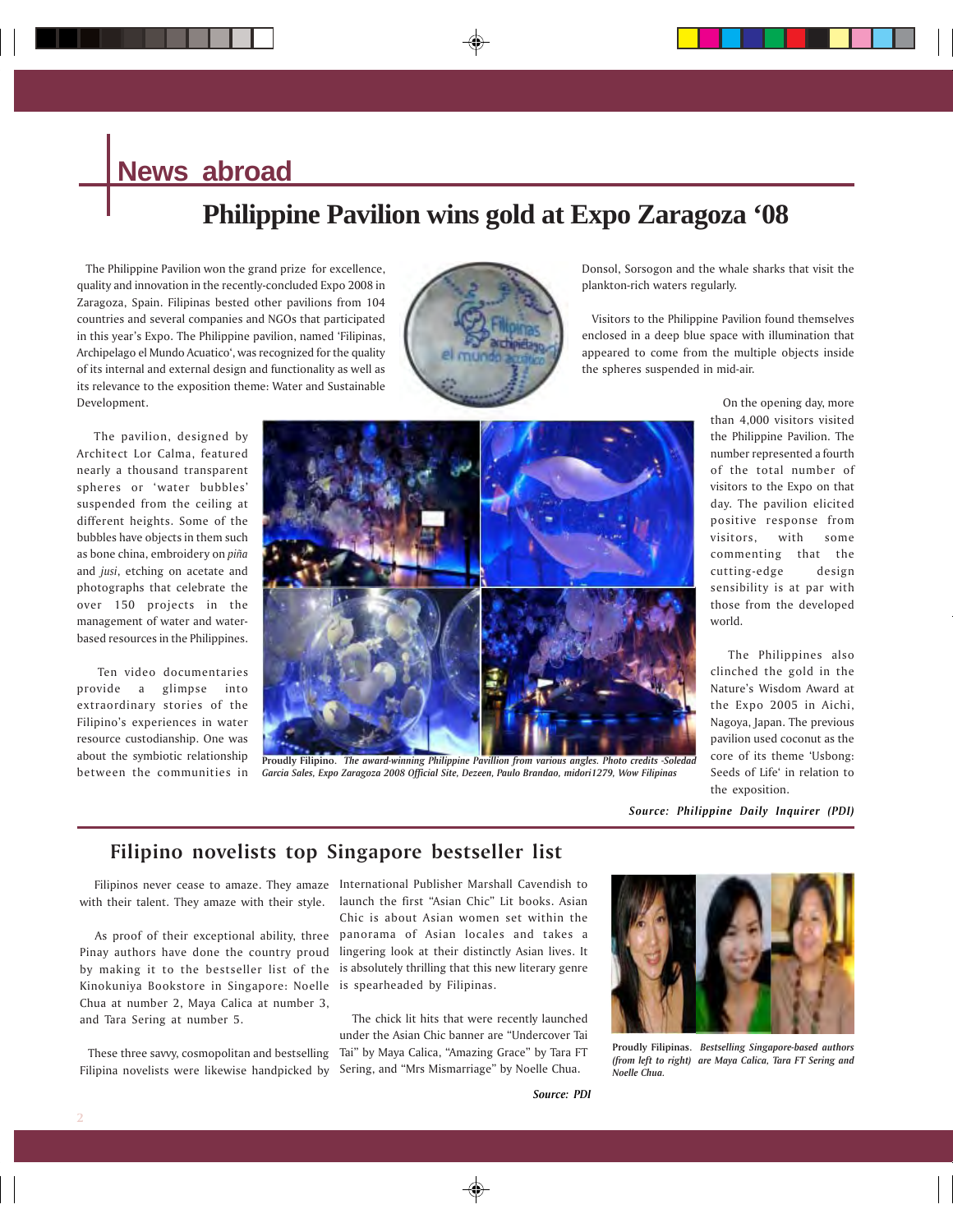# News abroad

## Philippine Pavilion wins gold at Expo Zaragoza '08

The Philippine Pavilion won the grand prize for excellence, quality and innovation in the recently-concluded Expo 2008 in Zaragoza, Spain. Filipinas bested other pavilions from 104 countries and several companies and NGOs that participated in this year's Expo. The Philippine pavilion, named 'Filipinas, Archipelago el Mundo Acuatico', was recognized for the quality of its internal and external design and functionality as well as its relevance to the exposition theme: Water and Sustainable Development.

The pavilion, designed by Architect Lor Calma, featured nearly a thousand transparent spheres or 'water bubbles' suspended from the ceiling at different heights. Some of the bubbles have objects in them such as bone china, embroidery on *piña* and *jusi*, etching on acetate and photographs that celebrate the over 150 projects in the management of water and water-based resources in the Philippines.

Ten video documentaries provide a glimpse into extraordinary stories of the Filipino's experiences in water resource custodianship. One was about the symbiotic relationship between the communities in Donsol, Sorsogon and the whale sharks that visit the plankton-rich waters regularly.

Visitors to the Philippine Pavilion found themselves enclosed in a deep blue space with illumination that appeared to come from the multiple objects inside the spheres suspended in mid-air.

On the opening day, more than 4,000 visitors visited the Philippine Pavilion. The number represented a fourth of the total number of visitors to the Expo on that day. The pavilion elicited positive response from visitors, with some commenting that the cutting-edge design sensibility is at par with those from the developed world.

The Philippines also clinched the gold in the Nature's Wisdom Award at the Expo 2005 in Aichi, Nagoya, Japan. The previous pavilion used coconut as the core of its theme 'Usbong: Seeds of Life' in relation to the exposition.

**Proudly Filipino.** *The award-winning Philippine Pavillion from various angles. Photo credits -Soledad Garcia Sales, Expo Zaragoza 2008 Official Site, Dezeen, Paulo Brandao, midori1279, Wow Filipinas*

***Source: Philippine Daily Inquirer (PDI)***

## Filipino novelists top Singapore bestseller list

Filipinos never cease to amaze. They amaze with their talent. They amaze with their style.

As proof of their exceptional ability, three Pinay authors have done the country proud by making it to the bestseller list of the Kinokuniya Bookstore in Singapore: Noelle Chua at number 2, Maya Calica at number 3, and Tara Sering at number 5.

These three savvy, cosmopolitan and bestselling Filipina novelists were likewise handpicked by International Publisher Marshall Cavendish to launch the first "Asian Chic" Lit books. Asian Chic is about Asian women set within the panorama of Asian locales and takes a lingering look at their distinctly Asian lives. It is absolutely thrilling that this new literary genre is spearheaded by Filipinas.

The chick lit hits that were recently launched under the Asian Chic banner are "Undercover Tai Tai" by Maya Calica, "Amazing Grace" by Tara FT Sering, and "Mrs Mismarriage" by Noelle Chua.

***Source: PDI***

**Proudly Filipinas.** *Bestselling Singapore-based authors (from left to right) are Maya Calica, Tara FT Sering and Noelle Chua.*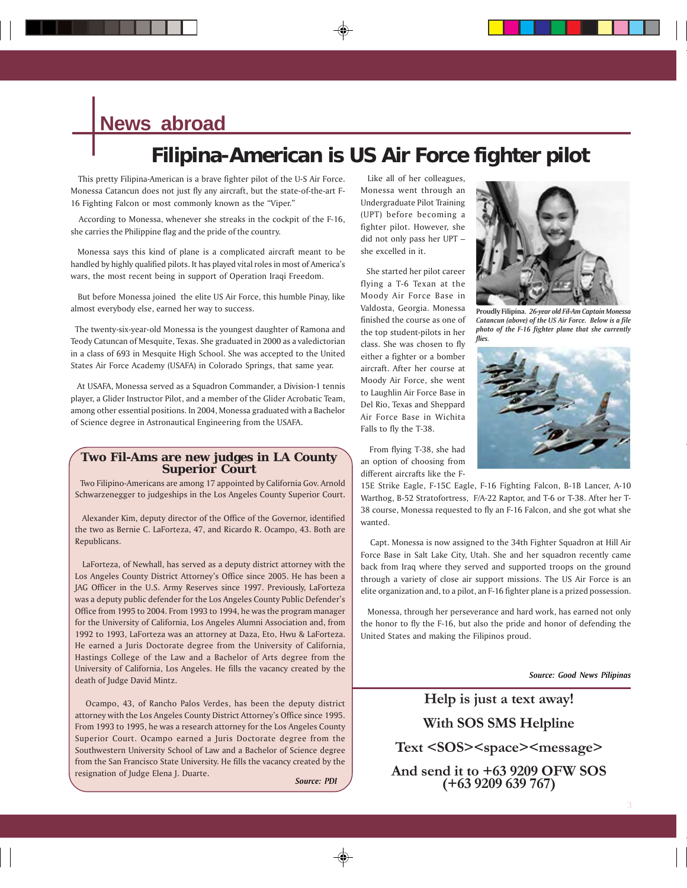## News abroad

# Filipina-American is US Air Force fighter pilot

This pretty Filipina-American is a brave fighter pilot of the U-S Air Force. Monessa Catancun does not just fly any aircraft, but the state-of-the-art F-16 Fighting Falcon or most commonly known as the "Viper."

According to Monessa, whenever she streaks in the cockpit of the F-16, she carries the Philippine flag and the pride of the country.

Monessa says this kind of plane is a complicated aircraft meant to be handled by highly qualified pilots. It has played vital roles in most of America's wars, the most recent being in support of Operation Iraqi Freedom.

But before Monessa joined the elite US Air Force, this humble Pinay, like almost everybody else, earned her way to success.

The twenty-six-year-old Monessa is the youngest daughter of Ramona and Teody Catuncan of Mesquite, Texas. She graduated in 2000 as a valedictorian in a class of 693 in Mesquite High School. She was accepted to the United States Air Force Academy (USAFA) in Colorado Springs, that same year.

At USAFA, Monessa served as a Squadron Commander, a Division-1 tennis player, a Glider Instructor Pilot, and a member of the Glider Acrobatic Team, among other essential positions. In 2004, Monessa graduated with a Bachelor of Science degree in Astronautical Engineering from the USAFA.

Like all of her colleagues, Monessa went through an Undergraduate Pilot Training (UPT) before becoming a fighter pilot. However, she did not only pass her UPT – she excelled in it.

She started her pilot career flying a T-6 Texan at the Moody Air Force Base in Valdosta, Georgia. Monessa finished the course as one of the top student-pilots in her class. She was chosen to fly either a fighter or a bomber aircraft. After her course at Moody Air Force, she went to Laughlin Air Force Base in Del Rio, Texas and Sheppard Air Force Base in Wichita Falls to fly the T-38.

**Proudly Filipina**. *26-year old Fil-Am Captain Monessa Catancun (above) of the US Air Force. Below is a file photo of the F-16 fighter plane that she currently flies.*

From flying T-38, she had an option of choosing from different aircrafts like the F-15E Strike Eagle, F-15C Eagle, F-16 Fighting Falcon, B-1B Lancer, A-10 Warthog, B-52 Stratofortress, F/A-22 Raptor, and T-6 or T-38. After her T-38 course, Monessa requested to fly an F-16 Falcon, and she got what she wanted.

Capt. Monessa is now assigned to the 34th Fighter Squadron at Hill Air Force Base in Salt Lake City, Utah. She and her squadron recently came back from Iraq where they served and supported troops on the ground through a variety of close air support missions. The US Air Force is an elite organization and, to a pilot, an F-16 fighter plane is a prized possession.

Monessa, through her perseverance and hard work, has earned not only the honor to fly the F-16, but also the pride and honor of defending the United States and making the Filipinos proud.

***Source: Good News Pilipinas***

## Two Fil-Ams are new judges in LA County Superior Court

Two Filipino-Americans are among 17 appointed by California Gov. Arnold Schwarzenegger to judgeships in the Los Angeles County Superior Court.

Alexander Kim, deputy director of the Office of the Governor, identified the two as Bernie C. LaForteza, 47, and Ricardo R. Ocampo, 43. Both are Republicans.

LaForteza, of Newhall, has served as a deputy district attorney with the Los Angeles County District Attorney's Office since 2005. He has been a JAG Officer in the U.S. Army Reserves since 1997. Previously, LaForteza was a deputy public defender for the Los Angeles County Public Defender's Office from 1995 to 2004. From 1993 to 1994, he was the program manager for the University of California, Los Angeles Alumni Association and, from 1992 to 1993, LaForteza was an attorney at Daza, Eto, Hwu & LaForteza. He earned a Juris Doctorate degree from the University of California, Hastings College of the Law and a Bachelor of Arts degree from the University of California, Los Angeles. He fills the vacancy created by the death of Judge David Mintz.

Ocampo, 43, of Rancho Palos Verdes, has been the deputy district attorney with the Los Angeles County District Attorney's Office since 1995. From 1993 to 1995, he was a research attorney for the Los Angeles County Superior Court. Ocampo earned a Juris Doctorate degree from the Southwestern University School of Law and a Bachelor of Science degree from the San Francisco State University. He fills the vacancy created by the resignation of Judge Elena J. Duarte.

***Source: PDI***

**Help is just a text away!**

**With SOS SMS Helpline**

**Text <SOS><space><message>**

**And send it to +63 9209 OFW SOS (+63 9209 639 767)**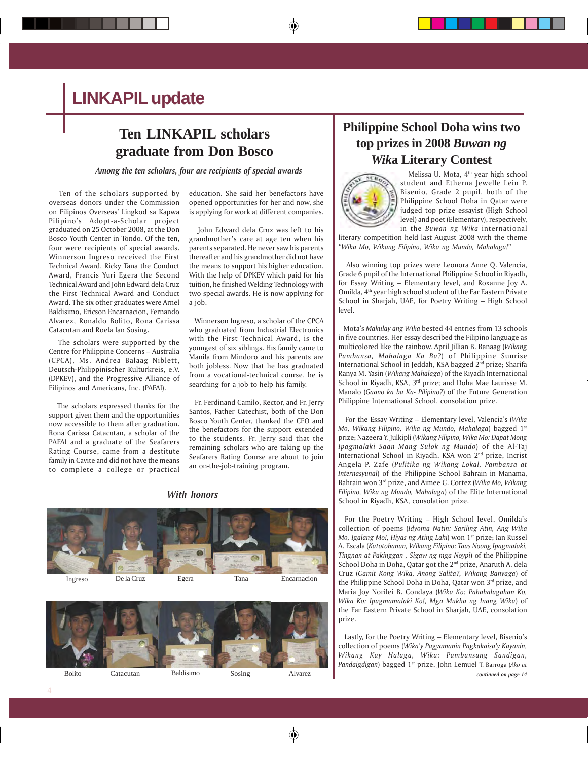# LINKAPIL update

## Ten LINKAPIL scholars graduate from Don Bosco

*Among the ten scholars, four are recipients of special awards*

Ten of the scholars supported by overseas donors under the Commission on Filipinos Overseas' Lingkod sa Kapwa Pilipino's Adopt-a-Scholar project graduated on 25 October 2008, at the Don Bosco Youth Center in Tondo. Of the ten, four were recipients of special awards. Winnerson Ingreso received the First Technical Award, Ricky Tana the Conduct Award, Francis Yuri Egera the Second Technical Award and John Edward dela Cruz the First Technical Award and Conduct Award. The six other graduates were Arnel Baldisimo, Ericson Encarnacion, Fernando Alvarez, Ronaldo Bolito, Rona Carissa Catacutan and Roela Ian Sosing.

The scholars were supported by the Centre for Philippine Concerns – Australia (CPCA), Ms. Andrea Balaag Niblett, Deutsch-Philippinischer Kulturkreis, e.V. (DPKEV), and the Progressive Alliance of Filipinos and Americans, Inc. (PAFAI).

The scholars expressed thanks for the support given them and the opportunities now accessible to them after graduation. Rona Carissa Catacutan, a scholar of the PAFAI and a graduate of the Seafarers Rating Course, came from a destitute family in Cavite and did not have the means to complete a college or practical education. She said her benefactors have opened opportunities for her and now, she is applying for work at different companies.

John Edward dela Cruz was left to his grandmother's care at age ten when his parents separated. He never saw his parents thereafter and his grandmother did not have the means to support his higher education. With the help of DPKEV which paid for his tuition, he finished Welding Technology with two special awards. He is now applying for a job.

Winnerson Ingreso, a scholar of the CPCA who graduated from Industrial Electronics with the First Technical Award, is the youngest of six siblings. His family came to Manila from Mindoro and his parents are both jobless. Now that he has graduated from a vocational-technical course, he is searching for a job to help his family.

Fr. Ferdinand Camilo, Rector, and Fr. Jerry Santos, Father Catechist, both of the Don Bosco Youth Center, thanked the CFO and the benefactors for the support extended to the students. Fr. Jerry said that the remaining scholars who are taking up the Seafarers Rating Course are about to join an on-the-job-training program.

*With honors*

Ingreso | De la Cruz | Egera | Tana | Encarnacion

Bolito | Catacutan | Baldisimo | Sosing | Alvarez

## Philippine School Doha wins two top prizes in 2008 *Buwan ng Wika* Literary Contest

Melissa U. Mota, 4th year high school student and Etherna Jewelle Lein P. Bisenio, Grade 2 pupil, both of the Philippine School Doha in Qatar were judged top prize essayist (High School level) and poet (Elementary), respectively, in the *Buwan ng Wika* international literary competition held last August 2008 with the theme *"Wika Mo, Wikang Filipino, Wika ng Mundo, Mahalaga!"*

Also winning top prizes were Leonora Anne Q. Valencia, Grade 6 pupil of the International Philippine School in Riyadh, for Essay Writing – Elementary level, and Roxanne Joy A. Omilda, 4th year high school student of the Far Eastern Private School in Sharjah, UAE, for Poetry Writing – High School level.

Mota's *Makulay ang Wika* bested 44 entries from 13 schools in five countries. Her essay described the Filipino language as multicolored like the rainbow. April Jillian B. Banaag (*Wikang Pambansa, Mahalaga Ka Ba?*) of Philippine Sunrise International School in Jeddah, KSA bagged 2nd prize; Sharifa Ranya M. Yasin (*Wikang Mahalaga*) of the Riyadh International School in Riyadh, KSA, 3rd prize; and Doha Mae Laurisse M. Manalo (*Gaano ka ba Ka- Pilipino?*) of the Future Generation Philippine International School, consolation prize.

For the Essay Writing – Elementary level, Valencia's (*Wika Mo, Wikang Filipino, Wika ng Mundo, Mahalaga*) bagged 1st prize; Nazeera Y. Julkipli (*Wikang Filipino, Wika Mo: Dapat Mong Ipagmalaki Saan Mang Sulok ng Mundo*) of the Al-Taj International School in Riyadh, KSA won 2nd prize, Incrist Angela P. Zafe (*Pulitika ng Wikang Lokal, Pambansa at Internasyunal*) of the Philippine School Bahrain in Manama, Bahrain won 3rd prize, and Aimee G. Cortez (*Wika Mo, Wikang Filipino, Wika ng Mundo, Mahalaga*) of the Elite International School in Riyadh, KSA, consolation prize.

For the Poetry Writing – High School level, Omilda's collection of poems (*Idyoma Natin: Sariling Atin, Ang Wika Mo, Igalang Mo!, Hiyas ng Ating Lahi*) won 1st prize; Ian Russel A. Escala (*Katotohanan, Wikang Filipino: Taas Noong Ipagmalaki, Tingnan at Pakinggan , Sigaw ng mga Noypi*) of the Philippine School Doha in Doha, Qatar got the 2nd prize, Anaruth A. dela Cruz (*Gamit Kong Wika, Anong Salita?, Wikang Banyaga*) of the Philippine School Doha in Doha, Qatar won 3rd prize, and Maria Joy Norilei B. Condaya (*Wika Ko: Pahahalagahan Ko, Wika Ko: Ipagmamalaki Ko!, Mga Mukha ng Inang Wika*) of the Far Eastern Private School in Sharjah, UAE, consolation prize.

Lastly, for the Poetry Writing – Elementary level, Bisenio's collection of poems (*Wika'y Pagyamanin Pagkakaisa'y Kayanin, Wikang Kay Halaga, Wika: Pambansang Sandigan, Pandaigdigan*) bagged 1st prize, John Lemuel T. Barroga (*Ako at*

*continued on page 14*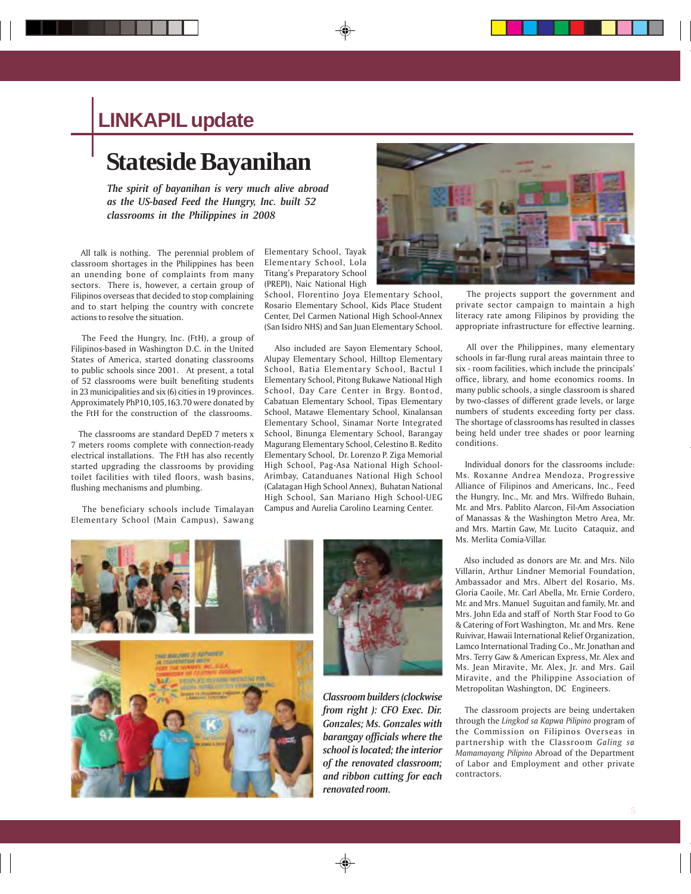## LINKAPIL update

# Stateside Bayanihan

***The spirit of bayanihan is very much alive abroad as the US-based Feed the Hungry, Inc. built 52 classrooms in the Philippines in 2008***

All talk is nothing. The perennial problem of classroom shortages in the Philippines has been an unending bone of complaints from many sectors. There is, however, a certain group of Filipinos overseas that decided to stop complaining and to start helping the country with concrete actions to resolve the situation.

The Feed the Hungry, Inc. (FtH), a group of Filipinos-based in Washington D.C. in the United States of America, started donating classrooms to public schools since 2001. At present, a total of 52 classrooms were built benefiting students in 23 municipalities and six (6) cities in 19 provinces. Approximately PhP10,105,163.70 were donated by the FtH for the construction of the classrooms.

The classrooms are standard DepED 7 meters x 7 meters rooms complete with connection-ready electrical installations. The FtH has also recently started upgrading the classrooms by providing toilet facilities with tiled floors, wash basins, flushing mechanisms and plumbing.

The beneficiary schools include Timalayan Elementary School (Main Campus), Sawang Elementary School, Tayak Elementary School, Lola Titang's Preparatory School (PREPI), Naic National High School, Florentino Joya Elementary School, Rosario Elementary School, Kids Place Student Center, Del Carmen National High School-Annex (San Isidro NHS) and San Juan Elementary School.

Also included are Sayon Elementary School, Alupay Elementary School, Hilltop Elementary School, Batia Elementary School, Bactul I Elementary School, Pitong Bukawe National High School, Day Care Center in Brgy. Bontod, Cabatuan Elementary School, Tipas Elementary School, Matawe Elementary School, Kinalansan Elementary School, Sinamar Norte Integrated School, Binunga Elementary School, Barangay Magurang Elementary School, Celestino B. Redito Elementary School, Dr. Lorenzo P. Ziga Memorial High School, Pag-Asa National High School-Arimbay, Catanduanes National High School (Calatagan High School Annex), Buhatan National High School, San Mariano High School-UEG Campus and Aurelia Carolino Learning Center.

The projects support the government and private sector campaign to maintain a high literacy rate among Filipinos by providing the appropriate infrastructure for effective learning.

All over the Philippines, many elementary schools in far-flung rural areas maintain three to six - room facilities, which include the principals' office, library, and home economics rooms. In many public schools, a single classroom is shared by two-classes of different grade levels, or large numbers of students exceeding forty per class. The shortage of classrooms has resulted in classes being held under tree shades or poor learning conditions.

Individual donors for the classrooms include: Ms. Roxanne Andrea Mendoza, Progressive Alliance of Filipinos and Americans, Inc., Feed the Hungry, Inc., Mr. and Mrs. Wilfredo Buhain, Mr. and Mrs. Pablito Alarcon, Fil-Am Association of Manassas & the Washington Metro Area, Mr. and Mrs. Martin Gaw, Mr. Lucito Cataquiz, and Ms. Merlita Comia-Villar.

Also included as donors are Mr. and Mrs. Nilo Villarin, Arthur Lindner Memorial Foundation, Ambassador and Mrs. Albert del Rosario, Ms. Gloria Caoile, Mr. Carl Abella, Mr. Ernie Cordero, Mr. and Mrs. Manuel Suguitan and family, Mr. and Mrs. John Eda and staff of North Star Food to Go & Catering of Fort Washington, Mr. and Mrs. Rene Ruivivar, Hawaii International Relief Organization, Lamco International Trading Co., Mr. Jonathan and Mrs. Terry Gaw & American Express, Mr. Alex and Ms. Jean Miravite, Mr. Alex, Jr. and Mrs. Gail Miravite, and the Philippine Association of Metropolitan Washington, DC Engineers.

The classroom projects are being undertaken through the *Lingkod sa Kapwa Pilipino* program of the Commission on Filipinos Overseas in partnership with the Classroom *Galing sa Mamamayang Pilipino* Abroad of the Department of Labor and Employment and other private contractors.

***Classroom builders (clockwise from right ): CFO Exec. Dir. Gonzales; Ms. Gonzales with barangay officials where the school is located; the interior of the renovated classroom; and ribbon cutting for each renovated room.***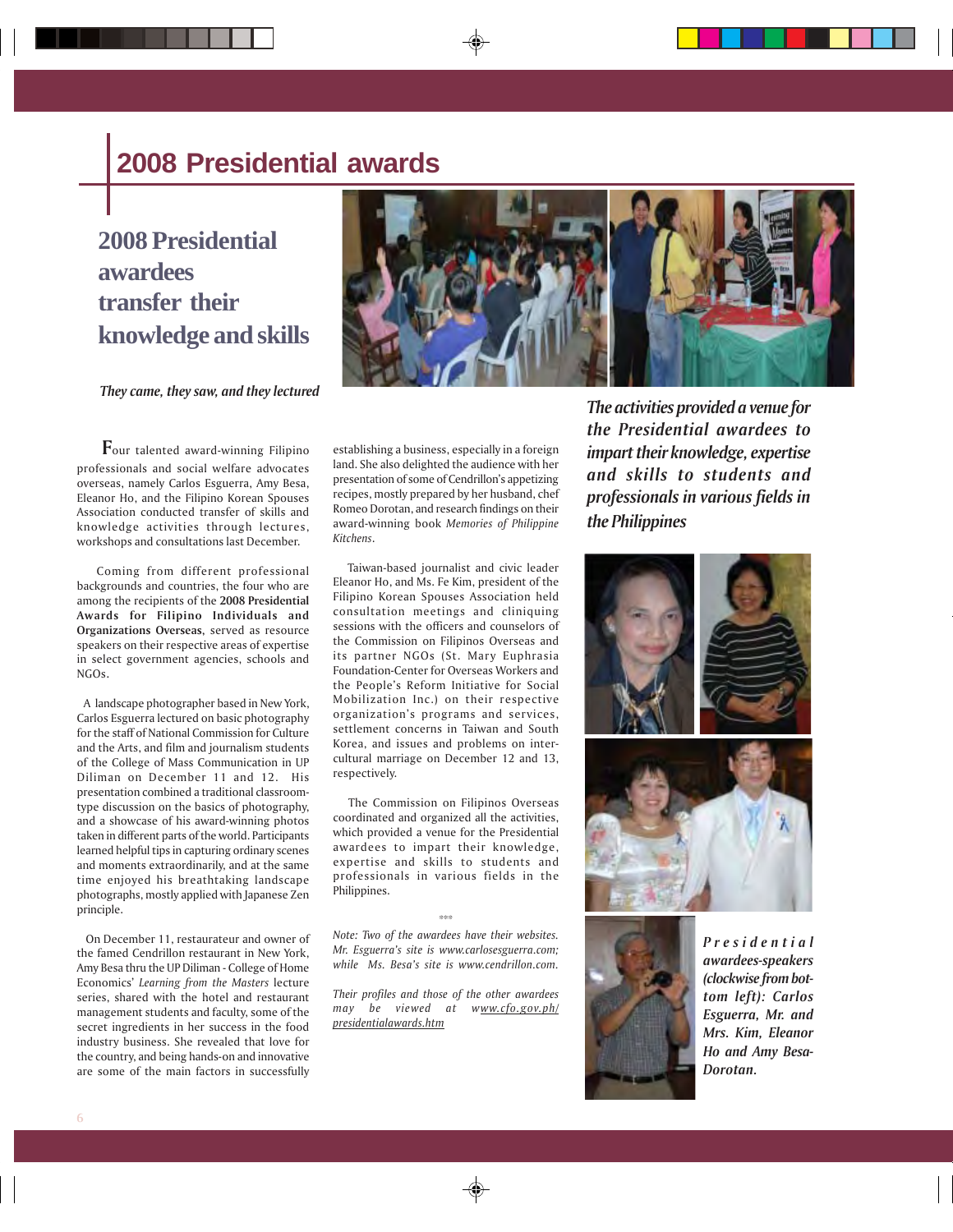# 2008 Presidential awards

## 2008 Presidential awardees transfer their knowledge and skills

*They came, they saw, and they lectured*

Four talented award-winning Filipino professionals and social welfare advocates overseas, namely Carlos Esguerra, Amy Besa, Eleanor Ho, and the Filipino Korean Spouses Association conducted transfer of skills and knowledge activities through lectures, workshops and consultations last December.

Coming from different professional backgrounds and countries, the four who are among the recipients of the **2008 Presidential Awards for Filipino Individuals and Organizations Overseas**, served as resource speakers on their respective areas of expertise in select government agencies, schools and NGOs.

A landscape photographer based in New York, Carlos Esguerra lectured on basic photography for the staff of National Commission for Culture and the Arts, and film and journalism students of the College of Mass Communication in UP Diliman on December 11 and 12. His presentation combined a traditional classroom-type discussion on the basics of photography, and a showcase of his award-winning photos taken in different parts of the world. Participants learned helpful tips in capturing ordinary scenes and moments extraordinarily, and at the same time enjoyed his breathtaking landscape photographs, mostly applied with Japanese Zen principle.

On December 11, restaurateur and owner of the famed Cendrillon restaurant in New York, Amy Besa thru the UP Diliman - College of Home Economics' *Learning from the Masters* lecture series, shared with the hotel and restaurant management students and faculty, some of the secret ingredients in her success in the food industry business. She revealed that love for the country, and being hands-on and innovative are some of the main factors in successfully establishing a business, especially in a foreign land. She also delighted the audience with her presentation of some of Cendrillon's appetizing recipes, mostly prepared by her husband, chef Romeo Dorotan, and research findings on their award-winning book *Memories of Philippine Kitchens*.

Taiwan-based journalist and civic leader Eleanor Ho, and Ms. Fe Kim, president of the Filipino Korean Spouses Association held consultation meetings and cliniquing sessions with the officers and counselors of the Commission on Filipinos Overseas and its partner NGOs (St. Mary Euphrasia Foundation-Center for Overseas Workers and the People's Reform Initiative for Social Mobilization Inc.) on their respective organization's programs and services, settlement concerns in Taiwan and South Korea, and issues and problems on inter-cultural marriage on December 12 and 13, respectively.

The Commission on Filipinos Overseas coordinated and organized all the activities, which provided a venue for the Presidential awardees to impart their knowledge, expertise and skills to students and professionals in various fields in the Philippines.

***

*Note: Two of the awardees have their websites. Mr. Esguerra's site is www.carlosesguerra.com; while Ms. Besa's site is www.cendrillon.com.*

*Their profiles and those of the other awardees may be viewed at www.cfo.gov.ph/presidentialawards.htm*

***The activities provided a venue for the Presidential awardees to impart their knowledge, expertise and skills to students and professionals in various fields in the Philippines***

***Presidential awardees-speakers (clockwise from bottom left): Carlos Esguerra, Mr. and Mrs. Kim, Eleanor Ho and Amy Besa-Dorotan.***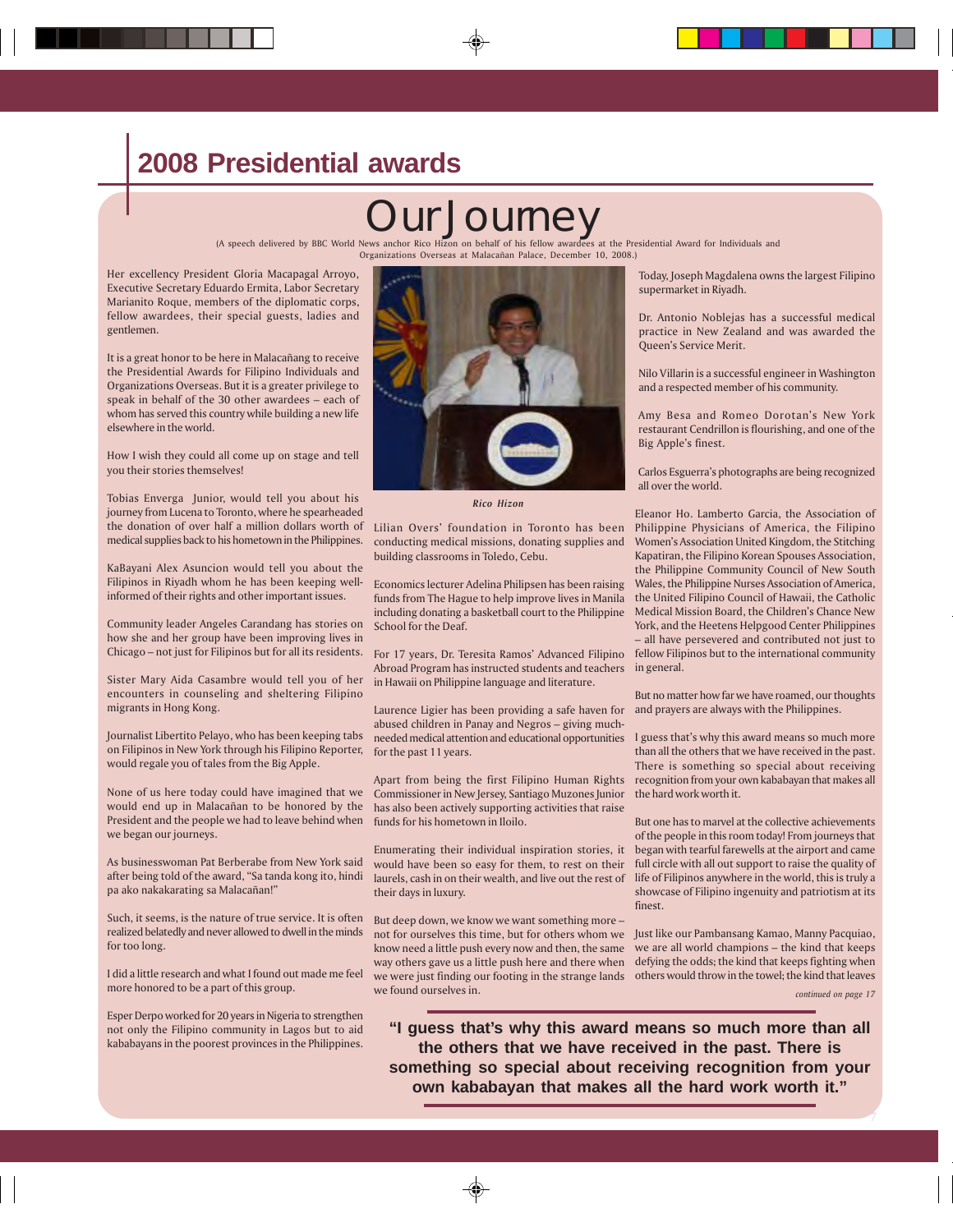## 2008 Presidential awards

# Our Journey

(A speech delivered by BBC World News anchor Rico Hizon on behalf of his fellow awardees at the Presidential Award for Individuals and Organizations Overseas at Malacañan Palace, December 10, 2008.)

Her excellency President Gloria Macapagal Arroyo, Executive Secretary Eduardo Ermita, Labor Secretary Marianito Roque, members of the diplomatic corps, fellow awardees, their special guests, ladies and gentlemen.

It is a great honor to be here in Malacañang to receive the Presidential Awards for Filipino Individuals and Organizations Overseas. But it is a greater privilege to speak in behalf of the 30 other awardees – each of whom has served this country while building a new life elsewhere in the world.

How I wish they could all come up on stage and tell you their stories themselves!

Tobias Enverga Junior, would tell you about his journey from Lucena to Toronto, where he spearheaded the donation of over half a million dollars worth of medical supplies back to his hometown in the Philippines.

KaBayani Alex Asuncion would tell you about the Filipinos in Riyadh whom he has been keeping well-informed of their rights and other important issues.

Community leader Angeles Carandang has stories on how she and her group have been improving lives in Chicago – not just for Filipinos but for all its residents.

Sister Mary Aida Casambre would tell you of her encounters in counseling and sheltering Filipino migrants in Hong Kong.

Journalist Libertito Pelayo, who has been keeping tabs on Filipinos in New York through his Filipino Reporter, would regale you of tales from the Big Apple.

None of us here today could have imagined that we would end up in Malacañan to be honored by the President and the people we had to leave behind when we began our journeys.

As businesswoman Pat Berberabe from New York said after being told of the award, "Sa tanda kong ito, hindi pa ako nakakarating sa Malacañan!"

Such, it seems, is the nature of true service. It is often realized belatedly and never allowed to dwell in the minds for too long.

I did a little research and what I found out made me feel more honored to be a part of this group.

Esper Derpo worked for 20 years in Nigeria to strengthen not only the Filipino community in Lagos but to aid kababayans in the poorest provinces in the Philippines.

*Rico Hizon*

Lilian Overs' foundation in Toronto has been conducting medical missions, donating supplies and building classrooms in Toledo, Cebu.

Economics lecturer Adelina Philipsen has been raising funds from The Hague to help improve lives in Manila including donating a basketball court to the Philippine School for the Deaf.

For 17 years, Dr. Teresita Ramos' Advanced Filipino Abroad Program has instructed students and teachers in Hawaii on Philippine language and literature.

Laurence Ligier has been providing a safe haven for abused children in Panay and Negros – giving much-needed medical attention and educational opportunities for the past 11 years.

Apart from being the first Filipino Human Rights Commissioner in New Jersey, Santiago Muzones Junior has also been actively supporting activities that raise funds for his hometown in Iloilo.

Enumerating their individual inspiration stories, it would have been so easy for them, to rest on their laurels, cash in on their wealth, and live out the rest of their days in luxury.

But deep down, we know we want something more – not for ourselves this time, but for others whom we know need a little push every now and then, the same way others gave us a little push here and there when we were just finding our footing in the strange lands we found ourselves in.

Today, Joseph Magdalena owns the largest Filipino supermarket in Riyadh.

Dr. Antonio Noblejas has a successful medical practice in New Zealand and was awarded the Queen's Service Merit.

Nilo Villarin is a successful engineer in Washington and a respected member of his community.

Amy Besa and Romeo Dorotan's New York restaurant Cendrillon is flourishing, and one of the Big Apple's finest.

Carlos Esguerra's photographs are being recognized all over the world.

Eleanor Ho. Lamberto Garcia, the Association of Philippine Physicians of America, the Filipino Women's Association United Kingdom, the Stitching Kapatiran, the Filipino Korean Spouses Association, the Philippine Community Council of New South Wales, the Philippine Nurses Association of America, the United Filipino Council of Hawaii, the Catholic Medical Mission Board, the Children's Chance New York, and the Heetens Helpgood Center Philippines – all have persevered and contributed not just to fellow Filipinos but to the international community in general.

But no matter how far we have roamed, our thoughts and prayers are always with the Philippines.

I guess that's why this award means so much more than all the others that we have received in the past. There is something so special about receiving recognition from your own kababayan that makes all the hard work worth it.

But one has to marvel at the collective achievements of the people in this room today! From journeys that began with tearful farewells at the airport and came full circle with all out support to raise the quality of life of Filipinos anywhere in the world, this is truly a showcase of Filipino ingenuity and patriotism at its finest.

Just like our Pambansang Kamao, Manny Pacquiao, we are all world champions – the kind that keeps defying the odds; the kind that keeps fighting when others would throw in the towel; the kind that leaves

*continued on page 17*

**"I guess that's why this award means so much more than all the others that we have received in the past. There is something so special about receiving recognition from your own kababayan that makes all the hard work worth it."**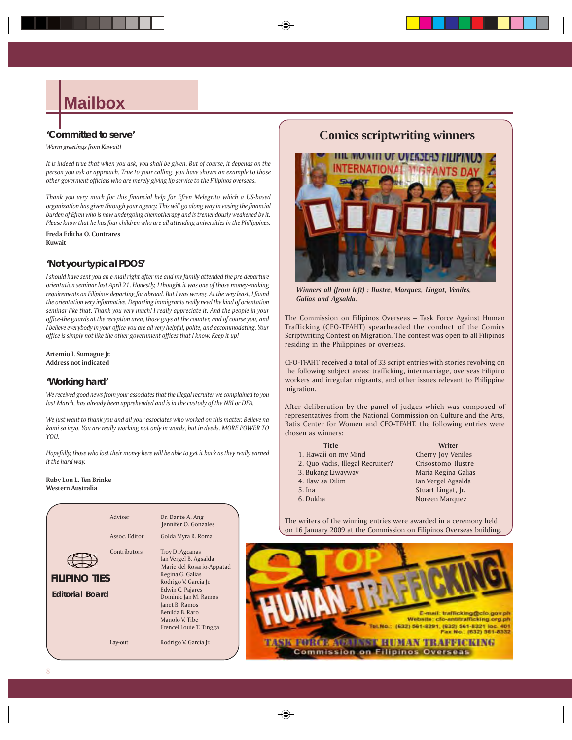# Mailbox

## 'Committed to serve'

*Warm greetings from Kuwait!*

*It is indeed true that when you ask, you shall be given. But of course, it depends on the person you ask or approach. True to your calling, you have shown an example to those other goverment officials who are merely giving lip service to the Filipinos overseas.*

*Thank you very much for this financial help for Efren Melegrito which a US-based organization has given through your agency. This will go along way in easing the financial burden of Efren who is now undergoing chemotherapy and is tremendously weakened by it. Please know that he has four children who are all attending universities in the Philippines.*

**Freda Editha O. Contrares**
**Kuwait**

## 'Not your typical PDOS'

*I should have sent you an e-mail right after me and my family attended the pre-departure orientation seminar last April 21. Honestly, I thought it was one of those money-making requirements on Filipinos departing for abroad. But I was wrong. At the very least, I found the orientation very informative. Departing immigrants really need the kind of orientation seminar like that. Thank you very much! I really appreciate it. And the people in your office-the guards at the reception area, those guys at the counter, and of course you, and I believe everybody in your office-you are all very helpful, polite, and accommodating. Your office is simply not like the other government offices that I know. Keep it up!*

**Artemio I. Sumague Jr.**
**Address not indicated**

## 'Working hard'

*We received good news from your associates that the illegal recruiter we complained to you last March, has already been apprehended and is in the custody of the NBI or DFA.*

*We just want to thank you and all your associates who worked on this matter. Believe na kami sa inyo. You are really working not only in words, but in deeds. MORE POWER TO YOU.*

*Hopefully, those who lost their money here will be able to get it back as they really earned it the hard way.*

**Ruby Lou L. Ten Brinke**
**Western Australia**

**FILIPINO TIES**
**Editorial Board**

| | |
|---|---|
| Adviser | Dr. Dante A. Ang<br>Jennifer O. Gonzales |
| Assoc. Editor | Golda Myra R. Roma |
| Contributors | Troy D. Agcanas<br>Ian Vergel B. Agsalda<br>Marie del Rosario-Appatad<br>Regina G. Galias<br>Rodrigo V. Garcia Jr.<br>Edwin C. Pajares<br>Dominic Jan M. Ramos<br>Janet B. Ramos<br>Benilda B. Raro<br>Manolo V. Tibe<br>Frencel Louie T. Tingga |
| Lay-out | Rodrigo V. Garcia Jr. |

## Comics scriptwriting winners

*Winners all (from left) : Ilustre, Marquez, Lingat, Veniles, Galias and Agsalda.*

The Commission on Filipinos Overseas – Task Force Against Human Trafficking (CFO-TFAHT) spearheaded the conduct of the Comics Scriptwriting Contest on Migration. The contest was open to all Filipinos residing in the Philippines or overseas.

CFO-TFAHT received a total of 33 script entries with stories revolving on the following subject areas: trafficking, intermarriage, overseas Filipino workers and irregular migrants, and other issues relevant to Philippine migration.

After deliberation by the panel of judges which was composed of representatives from the National Commission on Culture and the Arts, Batis Center for Women and CFO-TFAHT, the following entries were chosen as winners:

| Title | Writer |
|---|---|
| 1. Hawaii on my Mind | Cherry Joy Veniles |
| 2. Quo Vadis, Illegal Recruiter? | Crisostomo Ilustre |
| 3. Bukang Liwayway | Maria Regina Galias |
| 4. Ilaw sa Dilim | Ian Vergel Agsalda |
| 5. Ina | Stuart Lingat, Jr. |
| 6. Dukha | Noreen Marquez |

The writers of the winning entries were awarded in a ceremony held on 16 January 2009 at the Commission on Filipinos Overseas building.

STOP HUMAN TRAFFICKING

E-mail: trafficking@cfo.gov.ph
Website: cfo-antitrafficking.org.ph
Tel.No.: (632) 561-8291, (632) 561-8321 loc. 401
Fax No.: (632) 561-8332

TASK FORCE AGAINST HUMAN TRAFFICKING
Commission on Filipinos Overseas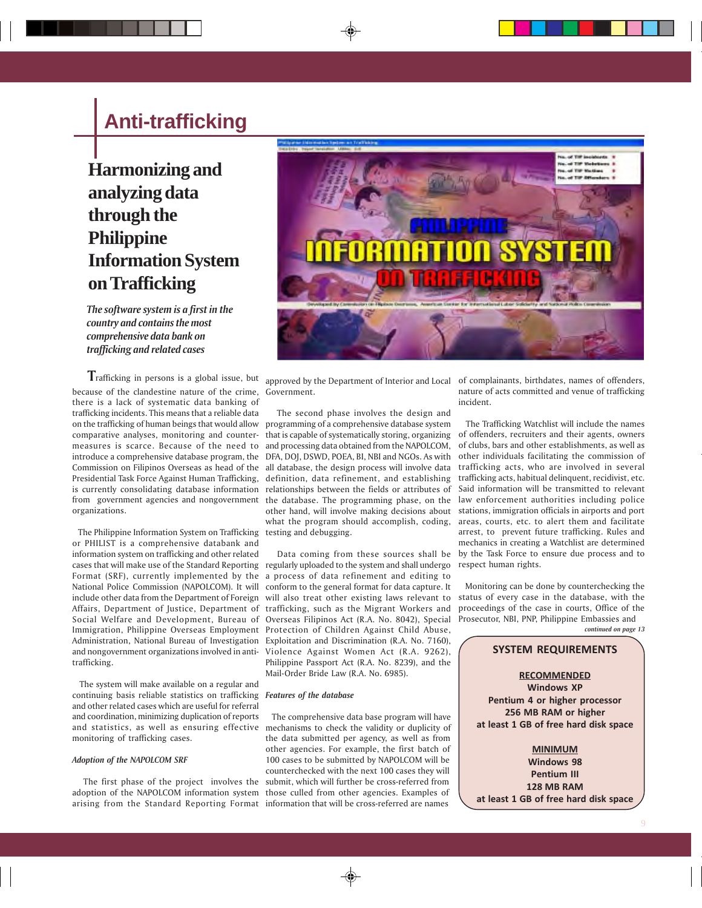# Anti-trafficking

## Harmonizing and analyzing data through the Philippine Information System on Trafficking

*The software system is a first in the country and contains the most comprehensive data bank on trafficking and related cases*

Trafficking in persons is a global issue, but because of the clandestine nature of the crime, there is a lack of systematic data banking of trafficking incidents. This means that a reliable data on the trafficking of human beings that would allow comparative analyses, monitoring and counter-measures is scarce. Because of the need to introduce a comprehensive database program, the Commission on Filipinos Overseas as head of the Presidential Task Force Against Human Trafficking, is currently consolidating database information from government agencies and nongovernment organizations.

The Philippine Information System on Trafficking or PHILIST is a comprehensive databank and information system on trafficking and other related cases that will make use of the Standard Reporting Format (SRF), currently implemented by the National Police Commission (NAPOLCOM). It will include other data from the Department of Foreign Affairs, Department of Justice, Department of Social Welfare and Development, Bureau of Immigration, Philippine Overseas Employment Administration, National Bureau of Investigation and nongovernment organizations involved in anti-trafficking.

The system will make available on a regular and continuing basis reliable statistics on trafficking and other related cases which are useful for referral and coordination, minimizing duplication of reports and statistics, as well as ensuring effective monitoring of trafficking cases.

### *Adoption of the NAPOLCOM SRF*

The first phase of the project involves the adoption of the NAPOLCOM information system arising from the Standard Reporting Format approved by the Department of Interior and Local Government.

The second phase involves the design and programming of a comprehensive database system that is capable of systematically storing, organizing and processing data obtained from the NAPOLCOM, DFA, DOJ, DSWD, POEA, BI, NBI and NGOs. As with all database, the design process will involve data definition, data refinement, and establishing relationships between the fields or attributes of the database. The programming phase, on the other hand, will involve making decisions about what the program should accomplish, coding, testing and debugging.

Data coming from these sources shall be regularly uploaded to the system and shall undergo a process of data refinement and editing to conform to the general format for data capture. It will also treat other existing laws relevant to trafficking, such as the Migrant Workers and Overseas Filipinos Act (R.A. No. 8042), Special Protection of Children Against Child Abuse, Exploitation and Discrimination (R.A. No. 7160), Violence Against Women Act (R.A. 9262), Philippine Passport Act (R.A. No. 8239), and the Mail-Order Bride Law (R.A. No. 6985).

### *Features of the database*

The comprehensive data base program will have mechanisms to check the validity or duplicity of the data submitted per agency, as well as from other agencies. For example, the first batch of 100 cases to be submitted by NAPOLCOM will be counterchecked with the next 100 cases they will submit, which will further be cross-referred from those culled from other agencies. Examples of information that will be cross-referred are names of complainants, birthdates, names of offenders, nature of acts committed and venue of trafficking incident.

The Trafficking Watchlist will include the names of offenders, recruiters and their agents, owners of clubs, bars and other establishments, as well as other individuals facilitating the commission of trafficking acts, who are involved in several trafficking acts, habitual delinquent, recidivist, etc. Said information will be transmitted to relevant law enforcement authorities including police stations, immigration officials in airports and port areas, courts, etc. to alert them and facilitate arrest, to prevent future trafficking. Rules and mechanics in creating a Watchlist are determined by the Task Force to ensure due process and to respect human rights.

Monitoring can be done by counterchecking the status of every case in the database, with the proceedings of the case in courts, Office of the Prosecutor, NBI, PNP, Philippine Embassies and

*continued on page 13*

**SYSTEM REQUIREMENTS**

**RECOMMENDED**
**Windows XP**
**Pentium 4 or higher processor**
**256 MB RAM or higher**
**at least 1 GB of free hard disk space**

**MINIMUM**
**Windows 98**
**Pentium III**
**128 MB RAM**
**at least 1 GB of free hard disk space**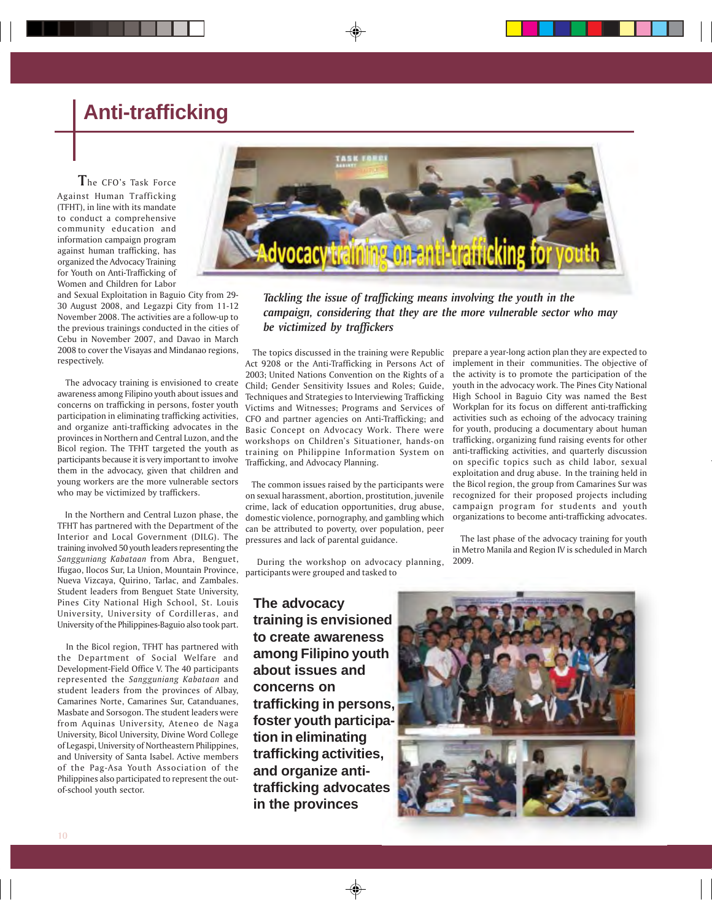# Anti-trafficking

*Tackling the issue of trafficking means involving the youth in the campaign, considering that they are the more vulnerable sector who may be victimized by traffickers*

The CFO's Task Force Against Human Trafficking (TFHT), in line with its mandate to conduct a comprehensive community education and information campaign program against human trafficking, has organized the Advocacy Training for Youth on Anti-Trafficking of Women and Children for Labor and Sexual Exploitation in Baguio City from 29-30 August 2008, and Legazpi City from 11-12 November 2008. The activities are a follow-up to the previous trainings conducted in the cities of Cebu in November 2007, and Davao in March 2008 to cover the Visayas and Mindanao regions, respectively.

The advocacy training is envisioned to create awareness among Filipino youth about issues and concerns on trafficking in persons, foster youth participation in eliminating trafficking activities, and organize anti-trafficking advocates in the provinces in Northern and Central Luzon, and the Bicol region. The TFHT targeted the youth as participants because it is very important to involve them in the advocacy, given that children and young workers are the more vulnerable sectors who may be victimized by traffickers.

In the Northern and Central Luzon phase, the TFHT has partnered with the Department of the Interior and Local Government (DILG). The training involved 50 youth leaders representing the *Sangguniang Kabataan* from Abra, Benguet, Ifugao, Ilocos Sur, La Union, Mountain Province, Nueva Vizcaya, Quirino, Tarlac, and Zambales. Student leaders from Benguet State University, Pines City National High School, St. Louis University, University of Cordilleras, and University of the Philippines-Baguio also took part.

In the Bicol region, TFHT has partnered with the Department of Social Welfare and Development-Field Office V. The 40 participants represented the *Sangguniang Kabataan* and student leaders from the provinces of Albay, Camarines Norte, Camarines Sur, Catanduanes, Masbate and Sorsogon. The student leaders were from Aquinas University, Ateneo de Naga University, Bicol University, Divine Word College of Legaspi, University of Northeastern Philippines, and University of Santa Isabel. Active members of the Pag-Asa Youth Association of the Philippines also participated to represent the out-of-school youth sector.

The topics discussed in the training were Republic Act 9208 or the Anti-Trafficking in Persons Act of 2003; United Nations Convention on the Rights of a Child; Gender Sensitivity Issues and Roles; Guide, Techniques and Strategies to Interviewing Trafficking Victims and Witnesses; Programs and Services of CFO and partner agencies on Anti-Trafficking; and Basic Concept on Advocacy Work. There were workshops on Children's Situationer, hands-on training on Philippine Information System on Trafficking, and Advocacy Planning.

The common issues raised by the participants were on sexual harassment, abortion, prostitution, juvenile crime, lack of education opportunities, drug abuse, domestic violence, pornography, and gambling which can be attributed to poverty, over population, peer pressures and lack of parental guidance.

During the workshop on advocacy planning, participants were grouped and tasked to prepare a year-long action plan they are expected to implement in their communities. The objective of the activity is to promote the participation of the youth in the advocacy work. The Pines City National High School in Baguio City was named the Best Workplan for its focus on different anti-trafficking activities such as echoing of the advocacy training for youth, producing a documentary about human trafficking, organizing fund raising events for other anti-trafficking activities, and quarterly discussion on specific topics such as child labor, sexual exploitation and drug abuse. In the training held in the Bicol region, the group from Camarines Sur was recognized for their proposed projects including campaign program for students and youth organizations to become anti-trafficking advocates.

The last phase of the advocacy training for youth in Metro Manila and Region IV is scheduled in March 2009.

**The advocacy training is envisioned to create awareness among Filipino youth about issues and concerns on trafficking in persons, foster youth participation in eliminating trafficking activities, and organize anti-trafficking advocates in the provinces**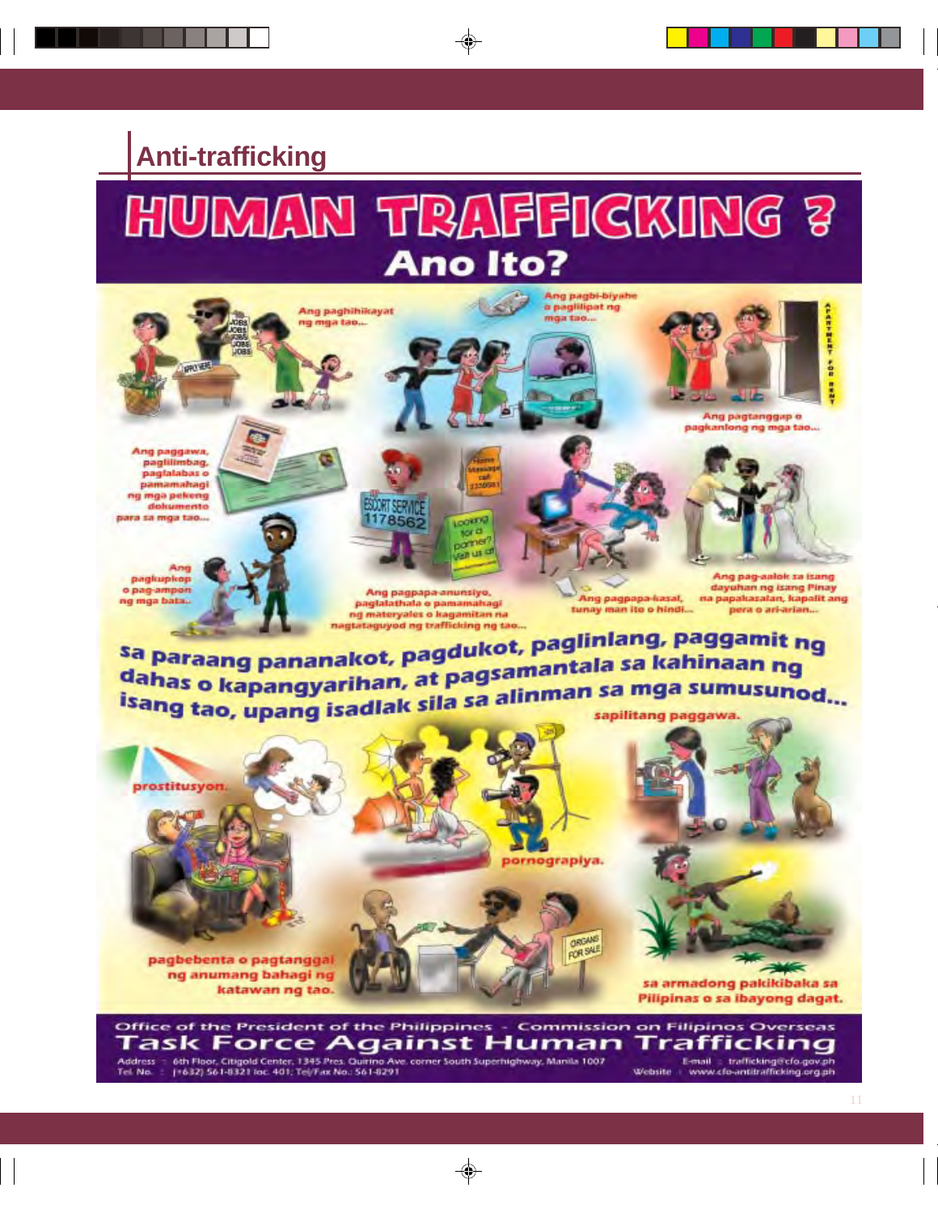## Anti-trafficking

# HUMAN TRAFFICKING ?
## Ano Ito?

Ang paghihikayat ng mga tao...

Ang pagbi-biyahe o paglilipat ng mga tao...

Ang pagtanggap o pagkanlong ng mga tao...

Ang paggawa, paglilimbag, paglalabas o pamamahagi ng mga pekeng dokumento para sa mga tao...

Ang pagkupkop o pag-ampon ng mga bata...

Ang pagpapa-anunsiyo, paglalathala o pamamahagi ng materyales o kagamitan na nagtataguyod ng trafficking ng tao...

Ang pagpapa-kasal, tunay man ito o hindi...

Ang pag-aalok sa isang dayuhan ng isang Pinay na papakasalan, kapalit ang pera o ari-arian...

**sa paraang pananakot, pagdukot, paglinlang, paggamit ng dahas o kapangyarihan, at pagsamantala sa kahinaan ng isang tao, upang isadlak sila sa alinman sa mga sumusunod...**

sapilitang paggawa.

prostitusyon.

pornograpiya.

pagbebenta o pagtanggal ng anumang bahagi ng katawan ng tao.

sa armadong pakikibaka sa Pilipinas o sa ibayong dagat.

Office of the President of the Philippines - Commission on Filipinos Overseas

**Task Force Against Human Trafficking**

Address : 6th Floor, Citigold Center, 1345 Pres. Quirino Ave. corner South Superhighway, Manila 1007
Tel. No. : (+632) 561-8321 loc. 401; Tel/Fax No.: 561-8291
E-mail : trafficking@cfo.gov.ph
Website : www.cfo-antitrafficking.org.ph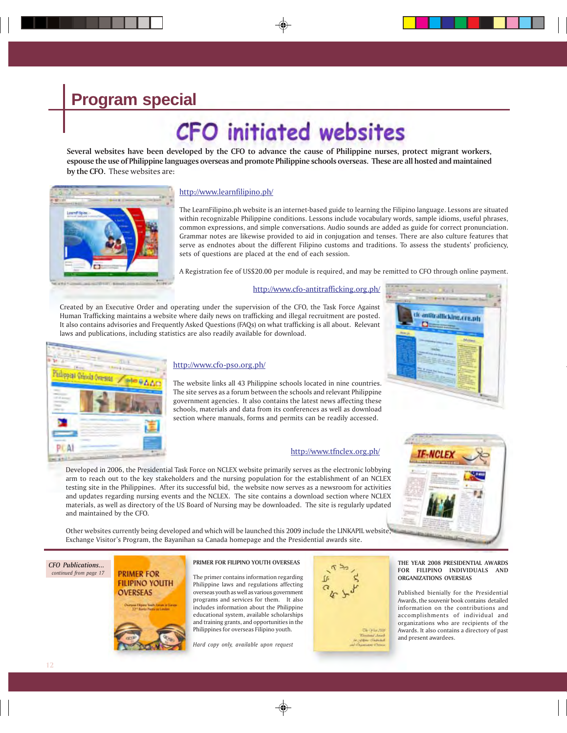## Program special

# CFO initiated websites

**Several websites have been developed by the CFO to advance the cause of Philippine nurses, protect migrant workers, espouse the use of Philippine languages overseas and promote Philippine schools overseas. These are all hosted and maintained by the CFO.** These websites are:

http://www.learnfilipino.ph/

The LearnFilipino.ph website is an internet-based guide to learning the Filipino language. Lessons are situated within recognizable Philippine conditions. Lessons include vocabulary words, sample idioms, useful phrases, common expressions, and simple conversations. Audio sounds are added as guide for correct pronunciation. Grammar notes are likewise provided to aid in conjugation and tenses. There are also culture features that serve as endnotes about the different Filipino customs and traditions. To assess the students' proficiency, sets of questions are placed at the end of each session.

A Registration fee of US$20.00 per module is required, and may be remitted to CFO through online payment.

http://www.cfo-antitrafficking.org.ph/

Created by an Executive Order and operating under the supervision of the CFO, the Task Force Against Human Trafficking maintains a website where daily news on trafficking and illegal recruitment are posted. It also contains advisories and Frequently Asked Questions (FAQs) on what trafficking is all about. Relevant laws and publications, including statistics are also readily available for download.

http://www.cfo-pso.org.ph/

The website links all 43 Philippine schools located in nine countries. The site serves as a forum between the schools and relevant Philippine government agencies. It also contains the latest news affecting these schools, materials and data from its conferences as well as download section where manuals, forms and permits can be readily accessed.

http://www.tfnclex.org.ph/

Developed in 2006, the Presidential Task Force on NCLEX website primarily serves as the electronic lobbying arm to reach out to the key stakeholders and the nursing population for the establishment of an NCLEX testing site in the Philippines. After its successful bid, the website now serves as a newsroom for activities and updates regarding nursing events and the NCLEX. The site contains a download section where NCLEX materials, as well as directory of the US Board of Nursing may be downloaded. The site is regularly updated and maintained by the CFO.

Other websites currently being developed and which will be launched this 2009 include the LINKAPIL website, Exchange Visitor's Program, the Bayanihan sa Canada homepage and the Presidential awards site.

---

***CFO Publications...***
*continued from page 17*

**PRIMER FOR FILIPINO YOUTH OVERSEAS**

The primer contains information regarding Philippine laws and regulations affecting overseas youth as well as various government programs and services for them. It also includes information about the Philippine educational system, available scholarships and training grants, and opportunities in the Philippines for overseas Filipino youth.

*Hard copy only, available upon request*

**THE YEAR 2008 PRESIDENTIAL AWARDS FOR FILIPINO INDIVIDUALS AND ORGANIZATIONS OVERSEAS**

Published bienially for the Presidential Awards, the souvenir book contains detailed information on the contributions and accomplishments of individual and organizations who are recipients of the Awards. It also contains a directory of past and present awardees.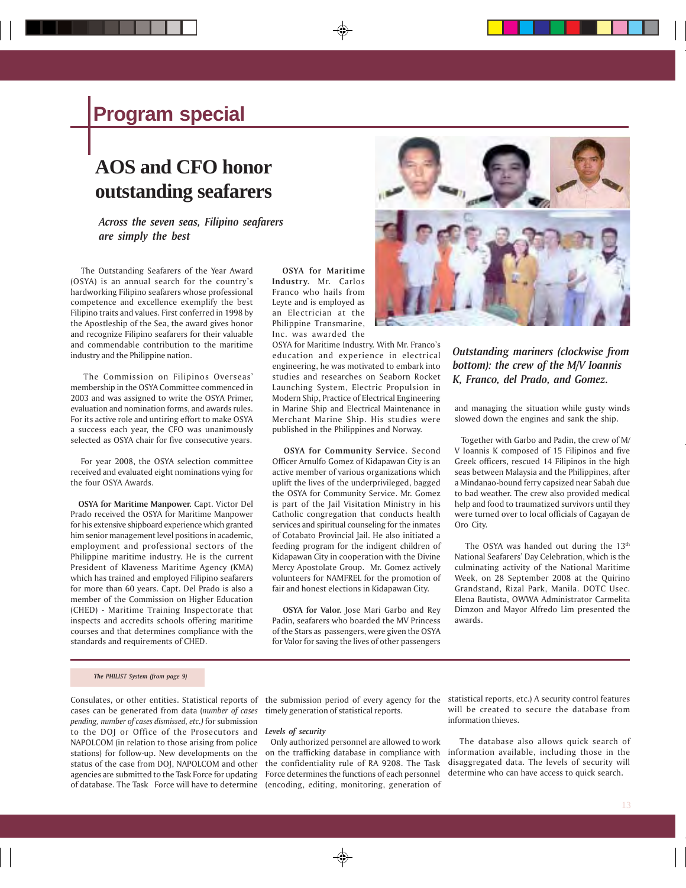# Program special

## AOS and CFO honor outstanding seafarers

*Across the seven seas, Filipino seafarers are simply the best*

The Outstanding Seafarers of the Year Award (OSYA) is an annual search for the country's hardworking Filipino seafarers whose professional competence and excellence exemplify the best Filipino traits and values. First conferred in 1998 by the Apostleship of the Sea, the award gives honor and recognize Filipino seafarers for their valuable and commendable contribution to the maritime industry and the Philippine nation.

The Commission on Filipinos Overseas' membership in the OSYA Committee commenced in 2003 and was assigned to write the OSYA Primer, evaluation and nomination forms, and awards rules. For its active role and untiring effort to make OSYA a success each year, the CFO was unanimously selected as OSYA chair for five consecutive years.

For year 2008, the OSYA selection committee received and evaluated eight nominations vying for the four OSYA Awards.

**OSYA for Maritime Manpower.** Capt. Victor Del Prado received the OSYA for Maritime Manpower for his extensive shipboard experience which granted him senior management level positions in academic, employment and professional sectors of the Philippine maritime industry. He is the current President of Klaveness Maritime Agency (KMA) which has trained and employed Filipino seafarers for more than 60 years. Capt. Del Prado is also a member of the Commission on Higher Education (CHED) - Maritime Training Inspectorate that inspects and accredits schools offering maritime courses and that determines compliance with the standards and requirements of CHED.

**OSYA for Maritime Industry.** Mr. Carlos Franco who hails from Leyte and is employed as an Electrician at the Philippine Transmarine, Inc. was awarded the OSYA for Maritime Industry. With Mr. Franco's education and experience in electrical engineering, he was motivated to embark into studies and researches on Seaborn Rocket Launching System, Electric Propulsion in Modern Ship, Practice of Electrical Engineering in Marine Ship and Electrical Maintenance in Merchant Marine Ship. His studies were published in the Philippines and Norway.

**OSYA for Community Service.** Second Officer Arnulfo Gomez of Kidapawan City is an active member of various organizations which uplift the lives of the underprivileged, bagged the OSYA for Community Service. Mr. Gomez is part of the Jail Visitation Ministry in his Catholic congregation that conducts health services and spiritual counseling for the inmates of Cotabato Provincial Jail. He also initiated a feeding program for the indigent children of Kidapawan City in cooperation with the Divine Mercy Apostolate Group. Mr. Gomez actively volunteers for NAMFREL for the promotion of fair and honest elections in Kidapawan City.

**OSYA for Valor.** Jose Mari Garbo and Rey Padin, seafarers who boarded the MV Princess of the Stars as passengers, were given the OSYA for Valor for saving the lives of other passengers and managing the situation while gusty winds slowed down the engines and sank the ship.

*Outstanding mariners (clockwise from bottom): the crew of the M/V Ioannis K, Franco, del Prado, and Gomez.*

Together with Garbo and Padin, the crew of M/V Ioannis K composed of 15 Filipinos and five Greek officers, rescued 14 Filipinos in the high seas between Malaysia and the Philippines, after a Mindanao-bound ferry capsized near Sabah due to bad weather. The crew also provided medical help and food to traumatized survivors until they were turned over to local officials of Cagayan de Oro City.

The OSYA was handed out during the 13th National Seafarers' Day Celebration, which is the culminating activity of the National Maritime Week, on 28 September 2008 at the Quirino Grandstand, Rizal Park, Manila. DOTC Usec. Elena Bautista, OWWA Administrator Carmelita Dimzon and Mayor Alfredo Lim presented the awards.

---

*The PHILIST System (from page 9)*

Consulates, or other entities. Statistical reports of cases can be generated from data (*number of cases pending, number of cases dismissed, etc.)* for submission to the DOJ or Office of the Prosecutors and NAPOLCOM (in relation to those arising from police stations) for follow-up. New developments on the status of the case from DOJ, NAPOLCOM and other agencies are submitted to the Task Force for updating of database. The Task Force will have to determine the submission period of every agency for the timely generation of statistical reports.

***Levels of security***

Only authorized personnel are allowed to work on the trafficking database in compliance with the confidentiality rule of RA 9208. The Task Force determines the functions of each personnel (encoding, editing, monitoring, generation of statistical reports, etc.) A security control features will be created to secure the database from information thieves.

The database also allows quick search of information available, including those in the disaggregated data. The levels of security will determine who can have access to quick search.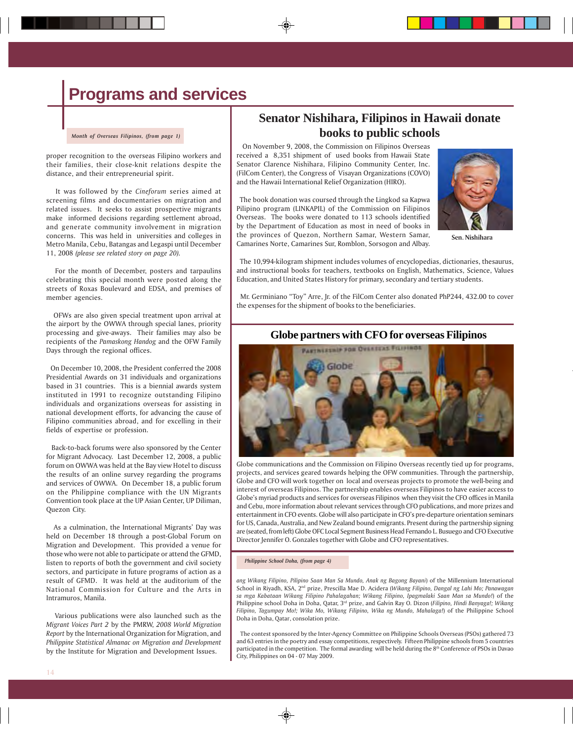# Programs and services

*Month of Overseas Filipinos, (from page 1)*

proper recognition to the overseas Filipino workers and their families, their close-knit relations despite the distance, and their entrepreneurial spirit.

It was followed by the *Cineforum* series aimed at screening films and documentaries on migration and related issues. It seeks to assist prospective migrants make informed decisions regarding settlement abroad, and generate community involvement in migration concerns. This was held in universities and colleges in Metro Manila, Cebu, Batangas and Legaspi until December 11, 2008 *(please see related story on page 20).*

For the month of December, posters and tarpaulins celebrating this special month were posted along the streets of Roxas Boulevard and EDSA, and premises of member agencies.

OFWs are also given special treatment upon arrival at the airport by the OWWA through special lanes, priority processing and give-aways. Their families may also be recipients of the *Pamaskong Handog* and the OFW Family Days through the regional offices.

On December 10, 2008, the President conferred the 2008 Presidential Awards on 31 individuals and organizations based in 31 countries. This is a biennial awards system instituted in 1991 to recognize outstanding Filipino individuals and organizations overseas for assisting in national development efforts, for advancing the cause of Filipino communities abroad, and for excelling in their fields of expertise or profession.

Back-to-back forums were also sponsored by the Center for Migrant Advocacy. Last December 12, 2008, a public forum on OWWA was held at the Bay view Hotel to discuss the results of an online survey regarding the programs and services of OWWA. On December 18, a public forum on the Philippine compliance with the UN Migrants Convention took place at the UP Asian Center, UP Diliman, Quezon City.

As a culmination, the International Migrants' Day was held on December 18 through a post-Global Forum on Migration and Development. This provided a venue for those who were not able to participate or attend the GFMD, listen to reports of both the government and civil society sectors, and participate in future programs of action as a result of GFMD. It was held at the auditorium of the National Commission for Culture and the Arts in Intramuros, Manila.

Various publications were also launched such as the *Migrant Voices Part 2* by the PMRW, *2008 World Migration Report* by the International Organization for Migration, and *Philippine Statistical Almanac on Migration and Development* by the Institute for Migration and Development Issues.

## Senator Nishihara, Filipinos in Hawaii donate books to public schools

On November 9, 2008, the Commission on Filipinos Overseas received a 8,351 shipment of used books from Hawaii State Senator Clarence Nishihara, Filipino Community Center, Inc. (FilCom Center), the Congress of Visayan Organizations (COVO) and the Hawaii International Relief Organization (HIRO).

Sen. Nishihara

The book donation was coursed through the Lingkod sa Kapwa Pilipino program (LINKAPIL) of the Commission on Filipinos Overseas. The books were donated to 113 schools identified by the Department of Education as most in need of books in the provinces of Quezon, Northern Samar, Western Samar, Camarines Norte, Camarines Sur, Romblon, Sorsogon and Albay.

The 10,994-kilogram shipment includes volumes of encyclopedias, dictionaries, thesaurus, and instructional books for teachers, textbooks on English, Mathematics, Science, Values Education, and United States History for primary, secondary and tertiary students.

Mr. Germiniano "Toy" Arre, Jr. of the FilCom Center also donated PhP244, 432.00 to cover the expenses for the shipment of books to the beneficiaries.

## Globe partners with CFO for overseas Filipinos

Globe communications and the Commission on Filipino Overseas recently tied up for programs, projects, and services geared towards helping the OFW communities. Through the partnership, Globe and CFO will work together on local and overseas projects to promote the well-being and interest of overseas Filipinos. The partnership enables overseas Filipinos to have easier access to Globe's myriad products and services for overseas Filipinos when they visit the CFO offices in Manila and Cebu, more information about relevant services through CFO publications, and more prizes and entertainment in CFO events. Globe will also participate in CFO's pre-departure orientation seminars for US, Canada, Australia, and New Zealand bound emigrants. Present during the partnership signing are (seated, from left) Globe OFC Local Segment Business Head Fernando L. Busuego and CFO Executive Director Jennifer O. Gonzales together with Globe and CFO representatives.

*Philippine School Doha, (from page 4)*

*ang Wikang Filipino, Pilipino Saan Man Sa Mundo, Anak ng Bagong Bayani*) of the Millennium International School in Riyadh, KSA, 2nd prize, Prescilla Mae D. Acidera (*Wikang Filipino, Dangal ng Lahi Mo; Panawagan sa mga Kabataan Wikang Filipino Pahalagahan; Wikang Filipino, Ipagmalaki Saan Man sa Mundo!*) of the Philippine school Doha in Doha, Qatar, 3rd prize, and Galvin Ray O. Dizon (*Filipino, Hindi Banyaga!; Wikang Filipino, Tagumpay Mo!; Wika Mo, Wikang Filipino, Wika ng Mundo, Mahalaga!*) of the Philippine School Doha in Doha, Qatar, consolation prize.

The contest sponsored by the Inter-Agency Committee on Philippine Schools Overseas (PSOs) gathered 73 and 63 entries in the poetry and essay competitions, respectively. Fifteen Philippine schools from 5 countries participated in the competition. The formal awarding will be held during the 8th Conference of PSOs in Davao City, Philippines on 04 - 07 May 2009.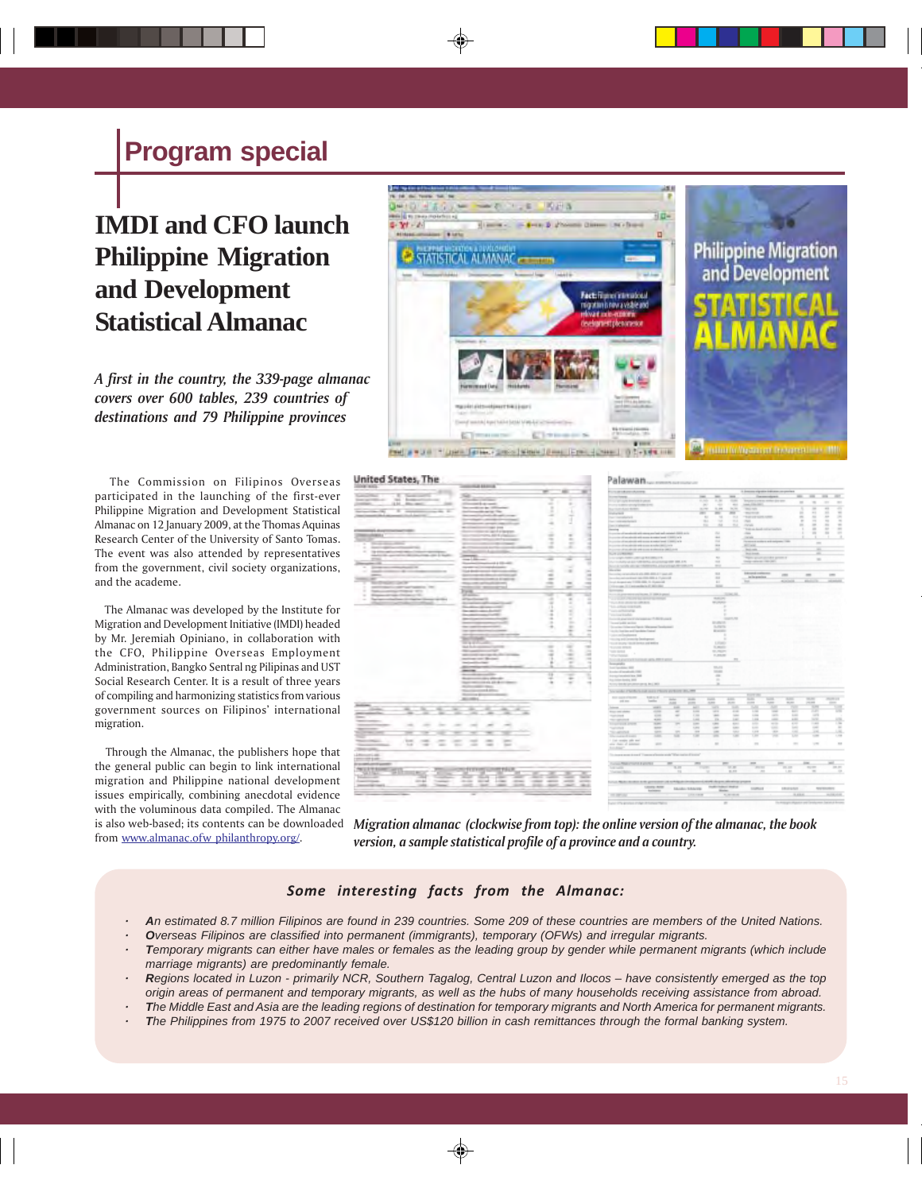## Program special

# IMDI and CFO launch Philippine Migration and Development Statistical Almanac

*A first in the country, the 339-page almanac covers over 600 tables, 239 countries of destinations and 79 Philippine provinces*

The Commission on Filipinos Overseas participated in the launching of the first-ever Philippine Migration and Development Statistical Almanac on 12 January 2009, at the Thomas Aquinas Research Center of the University of Santo Tomas. The event was also attended by representatives from the government, civil society organizations, and the academe.

The Almanac was developed by the Institute for Migration and Development Initiative (IMDI) headed by Mr. Jeremiah Opiniano, in collaboration with the CFO, Philippine Overseas Employment Administration, Bangko Sentral ng Pilipinas and UST Social Research Center. It is a result of three years of compiling and harmonizing statistics from various government sources on Filipinos' international migration.

Through the Almanac, the publishers hope that the general public can begin to link international migration and Philippine national development issues empirically, combining anecdotal evidence with the voluminous data compiled. The Almanac is also web-based; its contents can be downloaded from www.almanac.ofw philanthropy.org/.

*Migration almanac (clockwise from top): the online version of the almanac, the book version, a sample statistical profile of a province and a country.*

### *Some interesting facts from the Almanac:*

- ***A****n estimated 8.7 million Filipinos are found in 239 countries. Some 209 of these countries are members of the United Nations.*
- ***O****verseas Filipinos are classified into permanent (immigrants), temporary (OFWs) and irregular migrants.*
- ***T****emporary migrants can either have males or females as the leading group by gender while permanent migrants (which include marriage migrants) are predominantly female.*
- ***R****egions located in Luzon - primarily NCR, Southern Tagalog, Central Luzon and Ilocos – have consistently emerged as the top origin areas of permanent and temporary migrants, as well as the hubs of many households receiving assistance from abroad.*
- ***T****he Middle East and Asia are the leading regions of destination for temporary migrants and North America for permanent migrants.*
- ***T****he Philippines from 1975 to 2007 received over US$120 billion in cash remittances through the formal banking system.*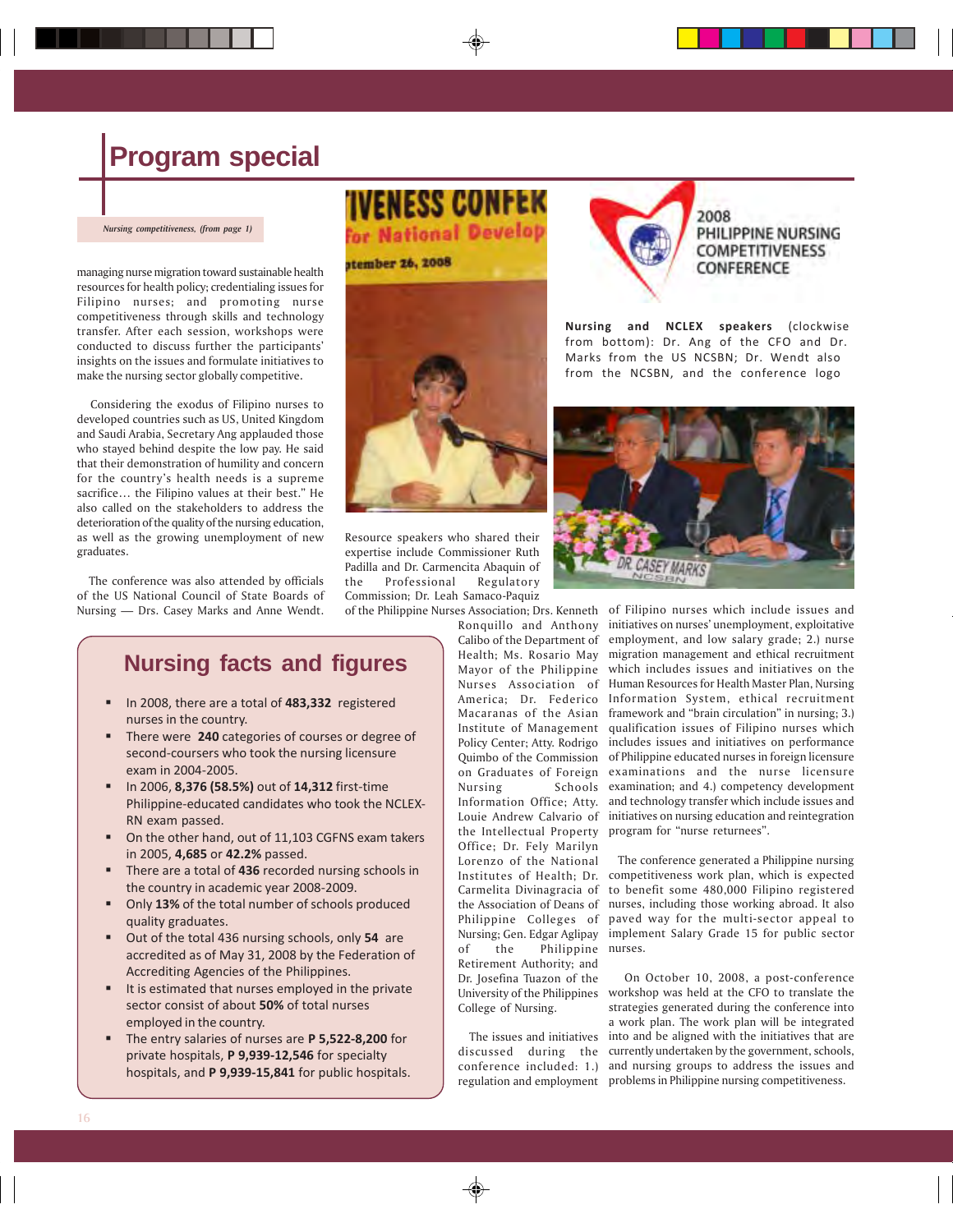# Program special

*Nursing competitiveness, (from page 1)*

managing nurse migration toward sustainable health resources for health policy; credentialing issues for Filipino nurses; and promoting nurse competitiveness through skills and technology transfer. After each session, workshops were conducted to discuss further the participants' insights on the issues and formulate initiatives to make the nursing sector globally competitive.

Considering the exodus of Filipino nurses to developed countries such as US, United Kingdom and Saudi Arabia, Secretary Ang applauded those who stayed behind despite the low pay. He said that their demonstration of humility and concern for the country's health needs is a supreme sacrifice… the Filipino values at their best." He also called on the stakeholders to address the deterioration of the quality of the nursing education, as well as the growing unemployment of new graduates.

The conference was also attended by officials of the US National Council of State Boards of Nursing — Drs. Casey Marks and Anne Wendt.

**Nursing and NCLEX speakers** (clockwise from bottom): Dr. Ang of the CFO and Dr. Marks from the US NCSBN; Dr. Wendt also from the NCSBN, and the conference logo

Resource speakers who shared their expertise include Commissioner Ruth Padilla and Dr. Carmencita Abaquin of the Professional Regulatory Commission; Dr. Leah Samaco-Paquiz of the Philippine Nurses Association; Drs. Kenneth Ronquillo and Anthony Calibo of the Department of Health; Ms. Rosario May Mayor of the Philippine Nurses Association of America; Dr. Federico Macaranas of the Asian Institute of Management Policy Center; Atty. Rodrigo Quimbo of the Commission on Graduates of Foreign Nursing Schools Information Office; Atty. Louie Andrew Calvario of the Intellectual Property Office; Dr. Fely Marilyn Lorenzo of the National Institutes of Health; Dr. Carmelita Divinagracia of the Association of Deans of Philippine Colleges of Nursing; Gen. Edgar Aglipay of the Philippine Retirement Authority; and Dr. Josefina Tuazon of the University of the Philippines College of Nursing.

The issues and initiatives discussed during the conference included: 1.) regulation and employment of Filipino nurses which include issues and initiatives on nurses' unemployment, exploitative employment, and low salary grade; 2.) nurse migration management and ethical recruitment which includes issues and initiatives on the Human Resources for Health Master Plan, Nursing Information System, ethical recruitment framework and "brain circulation" in nursing; 3.) qualification issues of Filipino nurses which includes issues and initiatives on performance of Philippine educated nurses in foreign licensure examinations and the nurse licensure examination; and 4.) competency development and technology transfer which include issues and initiatives on nursing education and reintegration program for "nurse returnees".

The conference generated a Philippine nursing competitiveness work plan, which is expected to benefit some 480,000 Filipino registered nurses, including those working abroad. It also paved way for the multi-sector appeal to implement Salary Grade 15 for public sector nurses.

On October 10, 2008, a post-conference workshop was held at the CFO to translate the strategies generated during the conference into a work plan. The work plan will be integrated into and be aligned with the initiatives that are currently undertaken by the government, schools, and nursing groups to address the issues and problems in Philippine nursing competitiveness.

## Nursing facts and figures

- In 2008, there are a total of **483,332** registered nurses in the country.
- There were **240** categories of courses or degree of second-coursers who took the nursing licensure exam in 2004-2005.
- In 2006, **8,376 (58.5%)** out of **14,312** first-time Philippine-educated candidates who took the NCLEX-RN exam passed.
- On the other hand, out of 11,103 CGFNS exam takers in 2005, **4,685** or **42.2%** passed.
- There are a total of **436** recorded nursing schools in the country in academic year 2008-2009.
- Only **13%** of the total number of schools produced quality graduates.
- Out of the total 436 nursing schools, only **54** are accredited as of May 31, 2008 by the Federation of Accrediting Agencies of the Philippines.
- It is estimated that nurses employed in the private sector consist of about **50%** of total nurses employed in the country.
- The entry salaries of nurses are **P 5,522-8,200** for private hospitals, **P 9,939-12,546** for specialty hospitals, and **P 9,939-15,841** for public hospitals.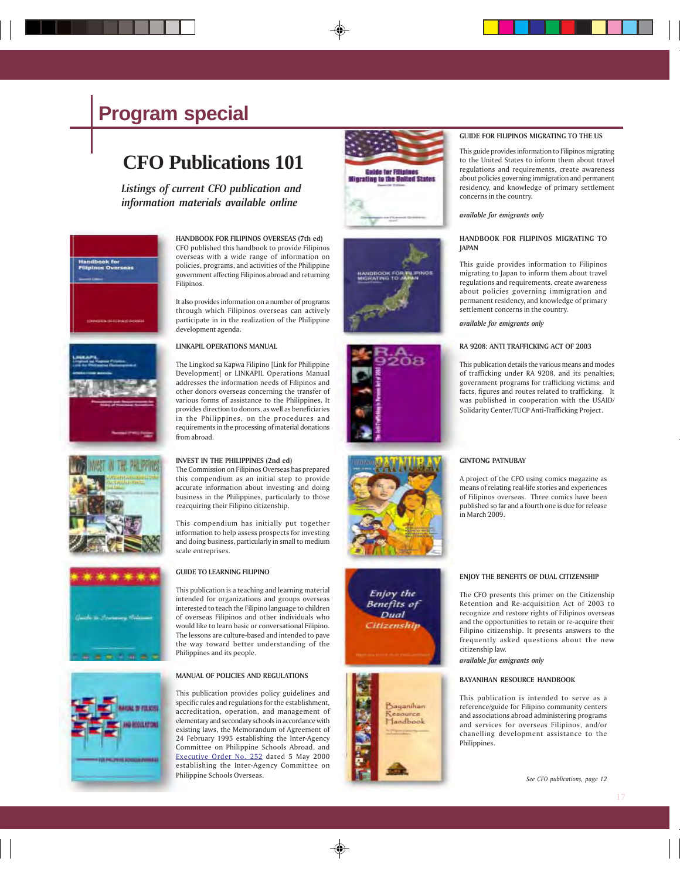# Program special

## CFO Publications 101

*Listings of current CFO publication and information materials available online*

### HANDBOOK FOR FILIPINOS OVERSEAS (7th ed)

CFO published this handbook to provide Filipinos overseas with a wide range of information on policies, programs, and activities of the Philippine government affecting Filipinos abroad and returning Filipinos.

It also provides information on a number of programs through which Filipinos overseas can actively participate in in the realization of the Philippine development agenda.

### LINKAPIL OPERATIONS MANUAL

The Lingkod sa Kapwa Filipino [Link for Philippine Development] or LINKAPIL Operations Manual addresses the information needs of Filipinos and other donors overseas concerning the transfer of various forms of assistance to the Philippines. It provides direction to donors, as well as beneficiaries in the Philippines, on the procedures and requirements in the processing of material donations from abroad.

### INVEST IN THE PHILIPPINES (2nd ed)

The Commission on Filipinos Overseas has prepared this compendium as an initial step to provide accurate information about investing and doing business in the Philippines, particularly to those reacquiring their Filipino citizenship.

This compendium has initially put together information to help assess prospects for investing and doing business, particularly in small to medium scale entreprises.

### GUIDE TO LEARNING FILIPINO

This publication is a teaching and learning material intended for organizations and groups overseas interested to teach the Filipino language to children of overseas Filipinos and other individuals who would like to learn basic or conversational Filipino. The lessons are culture-based and intended to pave the way toward better understanding of the Philippines and its people.

### MANUAL OF POLICIES AND REGULATIONS

This publication provides policy guidelines and specific rules and regulations for the establishment, accreditation, operation, and management of elementary and secondary schools in accordance with existing laws, the Memorandum of Agreement of 24 February 1995 establishing the Inter-Agency Committee on Philippine Schools Abroad, and Executive Order No. 252 dated 5 May 2000 establishing the Inter-Agency Committee on Philippine Schools Overseas.

### GUIDE FOR FILIPINOS MIGRATING TO THE US

This guide provides information to Filipinos migrating to the United States to inform them about travel regulations and requirements, create awareness about policies governing immigration and permanent residency, and knowledge of primary settlement concerns in the country.

***available for emigrants only***

### HANDBOOK FOR FILIPINOS MIGRATING TO JAPAN

This guide provides information to Filipinos migrating to Japan to inform them about travel regulations and requirements, create awareness about policies governing immigration and permanent residency, and knowledge of primary settlement concerns in the country.

***available for emigrants only***

### RA 9208: ANTI TRAFFICKING ACT OF 2003

This publication details the various means and modes of trafficking under RA 9208, and its penalties; government programs for trafficking victims; and facts, figures and routes related to trafficking. It was published in cooperation with the USAID/Solidarity Center/TUCP Anti-Trafficking Project.

### GINTONG PATNUBAY

A project of the CFO using comics magazine as means of relating real-life stories and experiences of Filipinos overseas. Three comics have been published so far and a fourth one is due for release in March 2009.

### ENJOY THE BENEFITS OF DUAL CITIZENSHIP

The CFO presents this primer on the Citizenship Retention and Re-acquisition Act of 2003 to recognize and restore rights of Filipinos overseas and the opportunities to retain or re-acquire their Filipino citizenship. It presents answers to the frequently asked questions about the new citizenship law.

***available for emigrants only***

### BAYANIHAN RESOURCE HANDBOOK

This publication is intended to serve as a reference/guide for Filipino community centers and associations abroad administering programs and services for overseas Filipinos, and/or chanelling development assistance to the Philippines.

*See CFO publications, page 12*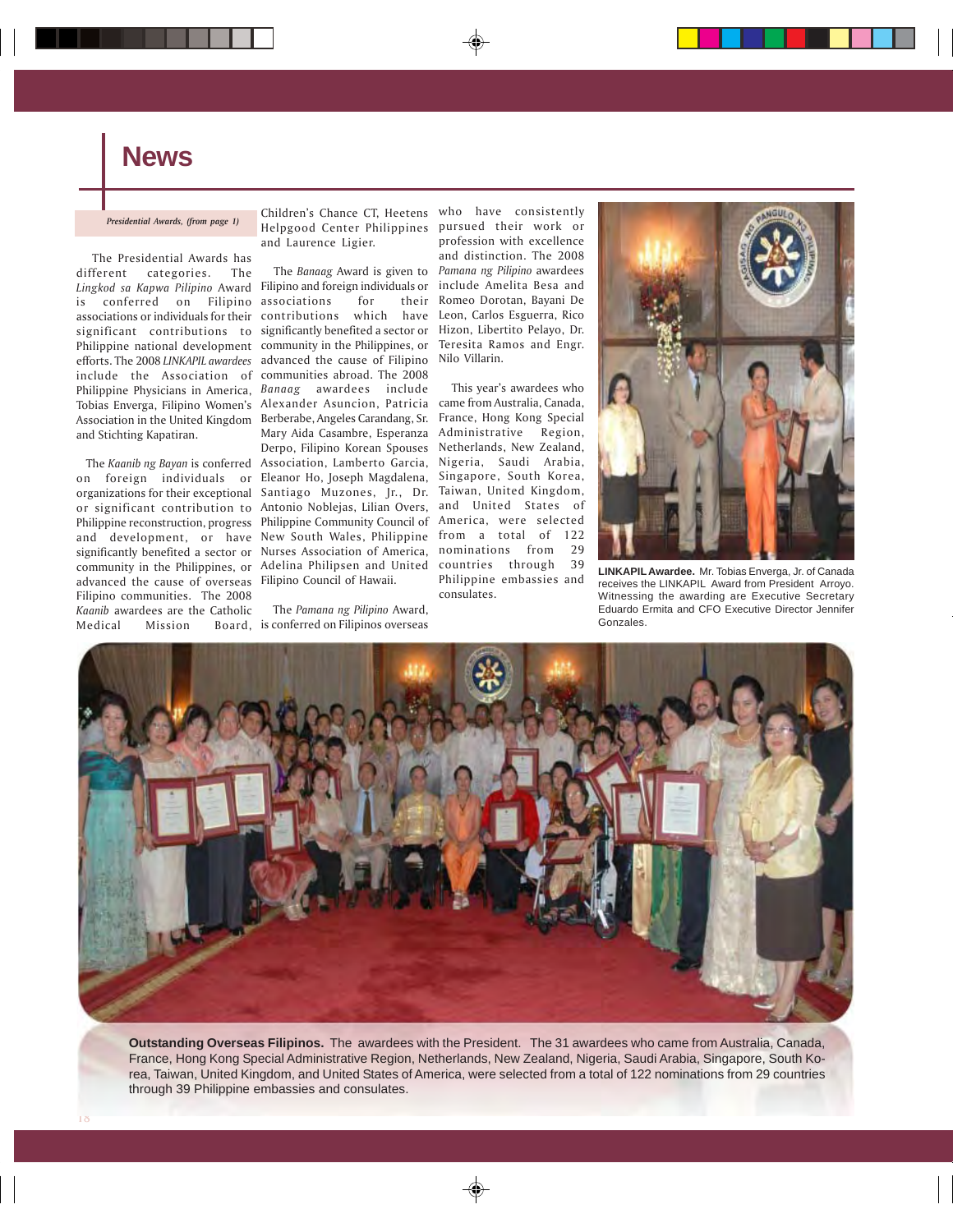# News

*Presidential Awards, (from page 1)*

The Presidential Awards has different categories. The *Lingkod sa Kapwa Pilipino* Award is conferred on Filipino associations or individuals for their significant contributions to Philippine national development efforts. The 2008 *LINKAPIL awardees* include the Association of Philippine Physicians in America, Tobias Enverga, Filipino Women's Association in the United Kingdom and Stichting Kapatiran.

The *Kaanib ng Bayan* is conferred on foreign individuals or organizations for their exceptional or significant contribution to Philippine reconstruction, progress and development, or have significantly benefited a sector or community in the Philippines, or advanced the cause of overseas Filipino communities. The 2008 *Kaanib* awardees are the Catholic Medical Mission Board, Children's Chance CT, Heetens Helpgood Center Philippines and Laurence Ligier.

The *Banaag* Award is given to Filipino and foreign individuals or associations for their contributions which have significantly benefited a sector or community in the Philippines, or advanced the cause of Filipino communities abroad. The 2008 *Banaag* awardees include Alexander Asuncion, Patricia Berberabe, Angeles Carandang, Sr. Mary Aida Casambre, Esperanza Derpo, Filipino Korean Spouses Association, Lamberto Garcia, Eleanor Ho, Joseph Magdalena, Santiago Muzones, Jr., Dr. Antonio Noblejas, Lilian Overs, Philippine Community Council of New South Wales, Philippine Nurses Association of America, Adelina Philipsen and United Filipino Council of Hawaii.

The *Pamana ng Pilipino* Award, is conferred on Filipinos overseas who have consistently pursued their work or profession with excellence and distinction. The 2008 *Pamana ng Pilipino* awardees include Amelita Besa and Romeo Dorotan, Bayani De Leon, Carlos Esguerra, Rico Hizon, Libertito Pelayo, Dr. Teresita Ramos and Engr. Nilo Villarin.

This year's awardees who came from Australia, Canada, France, Hong Kong Special Administrative Region, Netherlands, New Zealand, Nigeria, Saudi Arabia, Singapore, South Korea, Taiwan, United Kingdom, and United States of America, were selected from a total of 122 nominations from 29 countries through 39 Philippine embassies and consulates.

**LINKAPIL Awardee.** Mr. Tobias Enverga, Jr. of Canada receives the LINKAPIL Award from President Arroyo. Witnessing the awarding are Executive Secretary Eduardo Ermita and CFO Executive Director Jennifer Gonzales.

**Outstanding Overseas Filipinos.** The awardees with the President. The 31 awardees who came from Australia, Canada, France, Hong Kong Special Administrative Region, Netherlands, New Zealand, Nigeria, Saudi Arabia, Singapore, South Korea, Taiwan, United Kingdom, and United States of America, were selected from a total of 122 nominations from 29 countries through 39 Philippine embassies and consulates.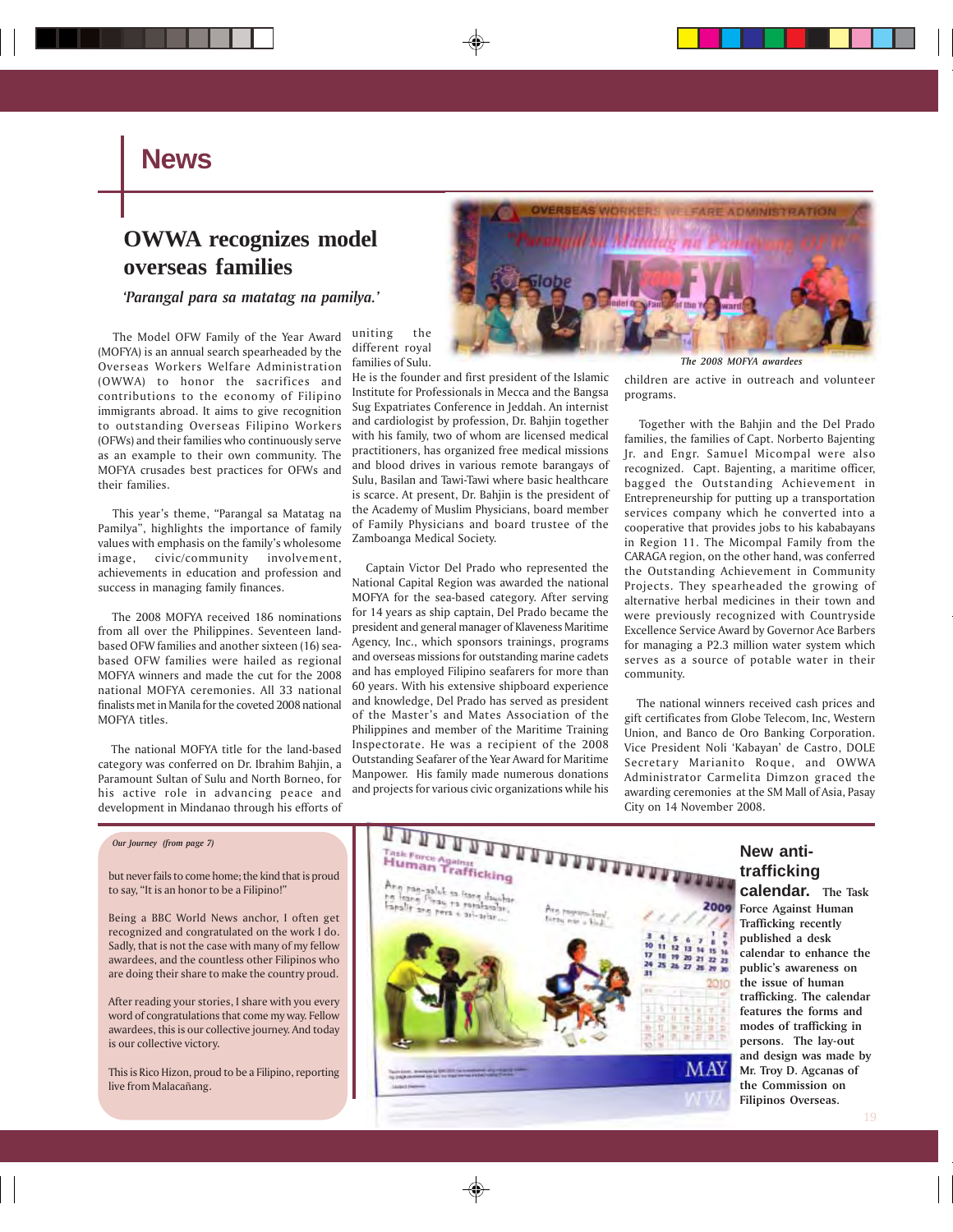# News

## OWWA recognizes model overseas families

*'Parangal para sa matatag na pamilya.'*

The Model OFW Family of the Year Award (MOFYA) is an annual search spearheaded by the Overseas Workers Welfare Administration (OWWA) to honor the sacrifices and contributions to the economy of Filipino immigrants abroad. It aims to give recognition to outstanding Overseas Filipino Workers (OFWs) and their families who continuously serve as an example to their own community. The MOFYA crusades best practices for OFWs and their families.

This year's theme, "Parangal sa Matatag na Pamilya", highlights the importance of family values with emphasis on the family's wholesome image, civic/community involvement, achievements in education and profession and success in managing family finances.

The 2008 MOFYA received 186 nominations from all over the Philippines. Seventeen land-based OFW families and another sixteen (16) sea-based OFW families were hailed as regional MOFYA winners and made the cut for the 2008 national MOFYA ceremonies. All 33 national finalists met in Manila for the coveted 2008 national MOFYA titles.

The national MOFYA title for the land-based category was conferred on Dr. Ibrahim Bahjin, a Paramount Sultan of Sulu and North Borneo, for his active role in advancing peace and development in Mindanao through his efforts of uniting the different royal families of Sulu. He is the founder and first president of the Islamic Institute for Professionals in Mecca and the Bangsa Sug Expatriates Conference in Jeddah. An internist and cardiologist by profession, Dr. Bahjin together with his family, two of whom are licensed medical practitioners, has organized free medical missions and blood drives in various remote barangays of Sulu, Basilan and Tawi-Tawi where basic healthcare is scarce. At present, Dr. Bahjin is the president of the Academy of Muslim Physicians, board member of Family Physicians and board trustee of the Zamboanga Medical Society.

Captain Victor Del Prado who represented the National Capital Region was awarded the national MOFYA for the sea-based category. After serving for 14 years as ship captain, Del Prado became the president and general manager of Klaveness Maritime Agency, Inc., which sponsors trainings, programs and overseas missions for outstanding marine cadets and has employed Filipino seafarers for more than 60 years. With his extensive shipboard experience and knowledge, Del Prado has served as president of the Master's and Mates Association of the Philippines and member of the Maritime Training Inspectorate. He was a recipient of the 2008 Outstanding Seafarer of the Year Award for Maritime Manpower. His family made numerous donations and projects for various civic organizations while his children are active in outreach and volunteer programs.

*The 2008 MOFYA awardees*

Together with the Bahjin and the Del Prado families, the families of Capt. Norberto Bajenting Jr. and Engr. Samuel Micompal were also recognized. Capt. Bajenting, a maritime officer, bagged the Outstanding Achievement in Entrepreneurship for putting up a transportation services company which he converted into a cooperative that provides jobs to his kababayans in Region 11. The Micompal Family from the CARAGA region, on the other hand, was conferred the Outstanding Achievement in Community Projects. They spearheaded the growing of alternative herbal medicines in their town and were previously recognized with Countryside Excellence Service Award by Governor Ace Barbers for managing a P2.3 million water system which serves as a source of potable water in their community.

The national winners received cash prices and gift certificates from Globe Telecom, Inc, Western Union, and Banco de Oro Banking Corporation. Vice President Noli 'Kabayan' de Castro, DOLE Secretary Marianito Roque, and OWWA Administrator Carmelita Dimzon graced the awarding ceremonies at the SM Mall of Asia, Pasay City on 14 November 2008.

*Our Journey (from page 7)*

but never fails to come home; the kind that is proud to say, "It is an honor to be a Filipino!"

Being a BBC World News anchor, I often get recognized and congratulated on the work I do. Sadly, that is not the case with many of my fellow awardees, and the countless other Filipinos who are doing their share to make the country proud.

After reading your stories, I share with you every word of congratulations that come my way. Fellow awardees, this is our collective journey. And today is our collective victory.

This is Rico Hizon, proud to be a Filipino, reporting live from Malacañang.

**New anti-trafficking calendar.** The Task Force Against Human Trafficking recently published a desk calendar to enhance the public's awareness on the issue of human trafficking. The calendar features the forms and modes of trafficking in persons. The lay-out and design was made by Mr. Troy D. Agcanas of the Commission on Filipinos Overseas.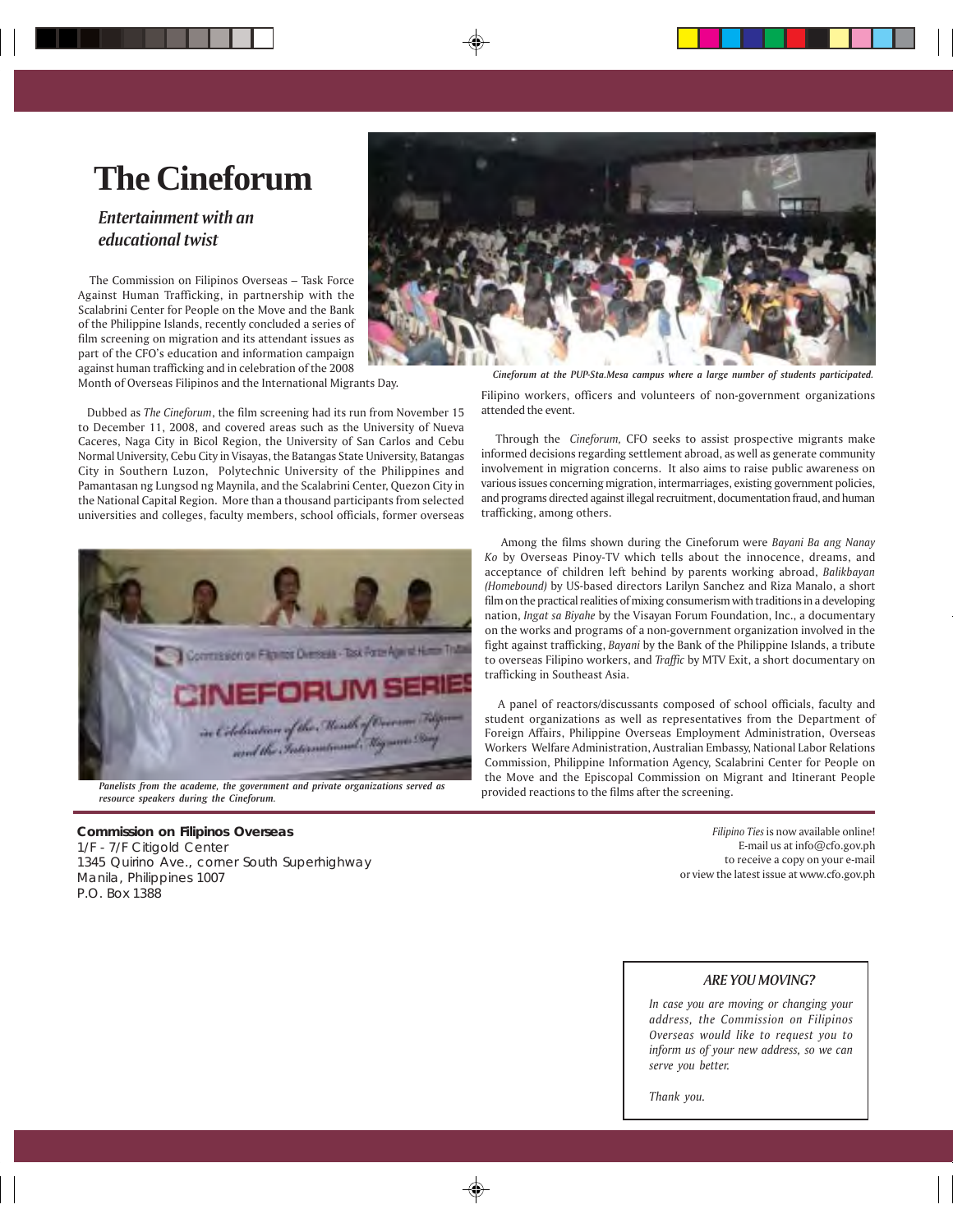# The Cineforum

### *Entertainment with an educational twist*

The Commission on Filipinos Overseas – Task Force Against Human Trafficking, in partnership with the Scalabrini Center for People on the Move and the Bank of the Philippine Islands, recently concluded a series of film screening on migration and its attendant issues as part of the CFO's education and information campaign against human trafficking and in celebration of the 2008 Month of Overseas Filipinos and the International Migrants Day.

*Cineforum at the PUP-Sta.Mesa campus where a large number of students participated.*

Dubbed as *The Cineforum*, the film screening had its run from November 15 to December 11, 2008, and covered areas such as the University of Nueva Caceres, Naga City in Bicol Region, the University of San Carlos and Cebu Normal University, Cebu City in Visayas, the Batangas State University, Batangas City in Southern Luzon, Polytechnic University of the Philippines and Pamantasan ng Lungsod ng Maynila, and the Scalabrini Center, Quezon City in the National Capital Region. More than a thousand participants from selected universities and colleges, faculty members, school officials, former overseas Filipino workers, officers and volunteers of non-government organizations attended the event.

*Panelists from the academe, the government and private organizations served as resource speakers during the Cineforum.*

Through the *Cineforum,* CFO seeks to assist prospective migrants make informed decisions regarding settlement abroad, as well as generate community involvement in migration concerns. It also aims to raise public awareness on various issues concerning migration, intermarriages, existing government policies, and programs directed against illegal recruitment, documentation fraud, and human trafficking, among others.

Among the films shown during the Cineforum were *Bayani Ba ang Nanay Ko* by Overseas Pinoy-TV which tells about the innocence, dreams, and acceptance of children left behind by parents working abroad, *Balikbayan (Homebound)* by US-based directors Larilyn Sanchez and Riza Manalo, a short film on the practical realities of mixing consumerism with traditions in a developing nation, *Ingat sa Biyahe* by the Visayan Forum Foundation, Inc., a documentary on the works and programs of a non-government organization involved in the fight against trafficking, *Bayani* by the Bank of the Philippine Islands, a tribute to overseas Filipino workers, and *Traffic* by MTV Exit, a short documentary on trafficking in Southeast Asia.

A panel of reactors/discussants composed of school officials, faculty and student organizations as well as representatives from the Department of Foreign Affairs, Philippine Overseas Employment Administration, Overseas Workers Welfare Administration, Australian Embassy, National Labor Relations Commission, Philippine Information Agency, Scalabrini Center for People on the Move and the Episcopal Commission on Migrant and Itinerant People provided reactions to the films after the screening.

---

**Commission on Filipinos Overseas**
1/F - 7/F Citigold Center
1345 Quirino Ave., corner South Superhighway
Manila, Philippines 1007
P.O. Box 1388

*Filipino Ties* is now available online!
E-mail us at info@cfo.gov.ph
to receive a copy on your e-mail
or view the latest issue at www.cfo.gov.ph

### *ARE YOU MOVING?*

*In case you are moving or changing your address, the Commission on Filipinos Overseas would like to request you to inform us of your new address, so we can serve you better.*

*Thank you.*